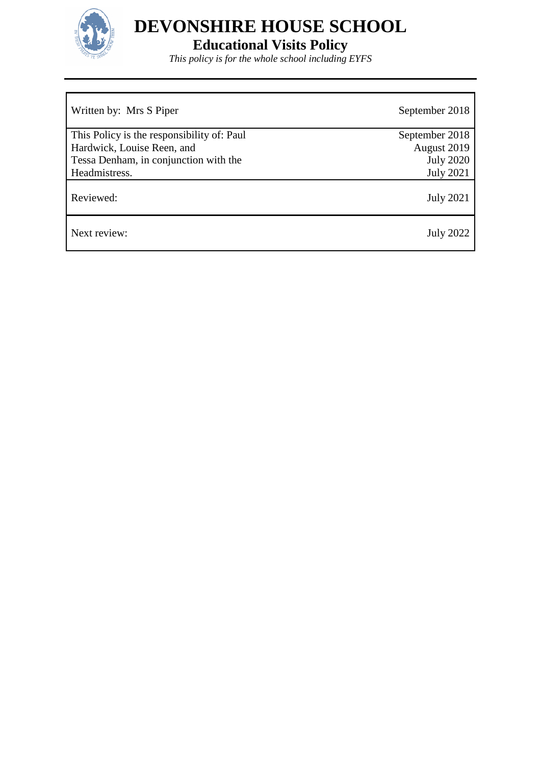# DEVONSHIRE HOUSE SCHOOL

## Educational Visits Policy

*This policy is for the whole school including EYFS*

| | |
|---|---|
| Written by: Mrs S Piper | September 2018 |
| This Policy is the responsibility of: Paul Hardwick, Louise Reen, and Tessa Denham, in conjunction with the Headmistress. | September 2018<br>August 2019<br>July 2020<br>July 2021 |
| Reviewed: | July 2021 |
| Next review: | July 2022 |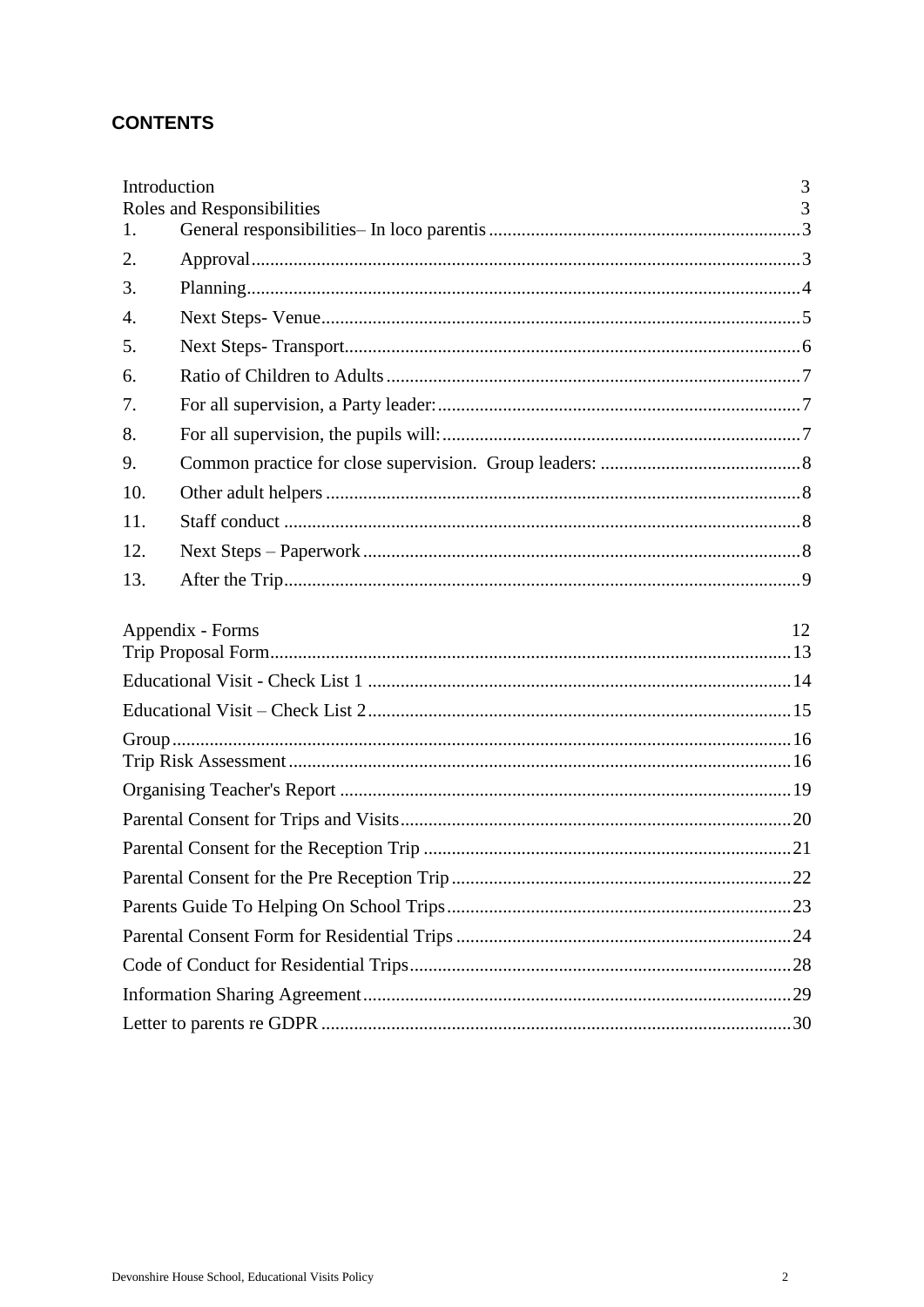# CONTENTS

Introduction 3
Roles and Responsibilities 3

1. General responsibilities– In loco parentis 3
2. Approval 3
3. Planning 4
4. Next Steps- Venue 5
5. Next Steps- Transport 6
6. Ratio of Children to Adults 7
7. For all supervision, a Party leader: 7
8. For all supervision, the pupils will: 7
9. Common practice for close supervision. Group leaders: 8
10. Other adult helpers 8
11. Staff conduct 8
12. Next Steps – Paperwork 8
13. After the Trip 9

Appendix - Forms 12
Trip Proposal Form 13
Educational Visit - Check List 1 14
Educational Visit – Check List 2 15
Group 16
Trip Risk Assessment 16
Organising Teacher's Report 19
Parental Consent for Trips and Visits 20
Parental Consent for the Reception Trip 21
Parental Consent for the Pre Reception Trip 22
Parents Guide To Helping On School Trips 23
Parental Consent Form for Residential Trips 24
Code of Conduct for Residential Trips 28
Information Sharing Agreement 29
Letter to parents re GDPR 30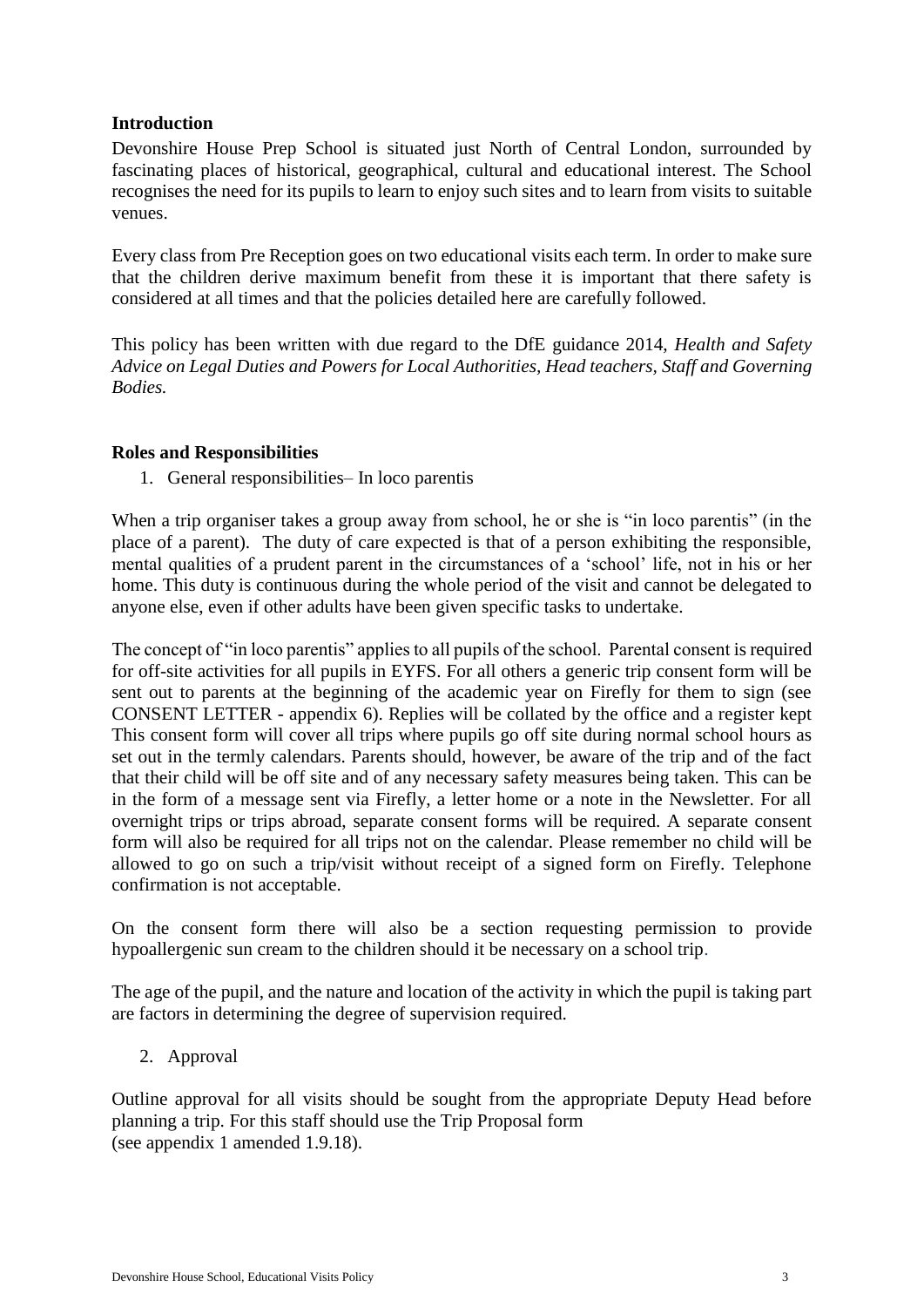**Introduction**

Devonshire House Prep School is situated just North of Central London, surrounded by fascinating places of historical, geographical, cultural and educational interest. The School recognises the need for its pupils to learn to enjoy such sites and to learn from visits to suitable venues.

Every class from Pre Reception goes on two educational visits each term. In order to make sure that the children derive maximum benefit from these it is important that there safety is considered at all times and that the policies detailed here are carefully followed.

This policy has been written with due regard to the DfE guidance 2014, *Health and Safety Advice on Legal Duties and Powers for Local Authorities, Head teachers, Staff and Governing Bodies.*

**Roles and Responsibilities**

1. General responsibilities– In loco parentis

When a trip organiser takes a group away from school, he or she is "in loco parentis" (in the place of a parent). The duty of care expected is that of a person exhibiting the responsible, mental qualities of a prudent parent in the circumstances of a 'school' life, not in his or her home. This duty is continuous during the whole period of the visit and cannot be delegated to anyone else, even if other adults have been given specific tasks to undertake.

The concept of "in loco parentis" applies to all pupils of the school. Parental consent is required for off-site activities for all pupils in EYFS. For all others a generic trip consent form will be sent out to parents at the beginning of the academic year on Firefly for them to sign (see CONSENT LETTER - appendix 6). Replies will be collated by the office and a register kept This consent form will cover all trips where pupils go off site during normal school hours as set out in the termly calendars. Parents should, however, be aware of the trip and of the fact that their child will be off site and of any necessary safety measures being taken. This can be in the form of a message sent via Firefly, a letter home or a note in the Newsletter. For all overnight trips or trips abroad, separate consent forms will be required. A separate consent form will also be required for all trips not on the calendar. Please remember no child will be allowed to go on such a trip/visit without receipt of a signed form on Firefly. Telephone confirmation is not acceptable.

On the consent form there will also be a section requesting permission to provide hypoallergenic sun cream to the children should it be necessary on a school trip.

The age of the pupil, and the nature and location of the activity in which the pupil is taking part are factors in determining the degree of supervision required.

2. Approval

Outline approval for all visits should be sought from the appropriate Deputy Head before planning a trip. For this staff should use the Trip Proposal form
(see appendix 1 amended 1.9.18).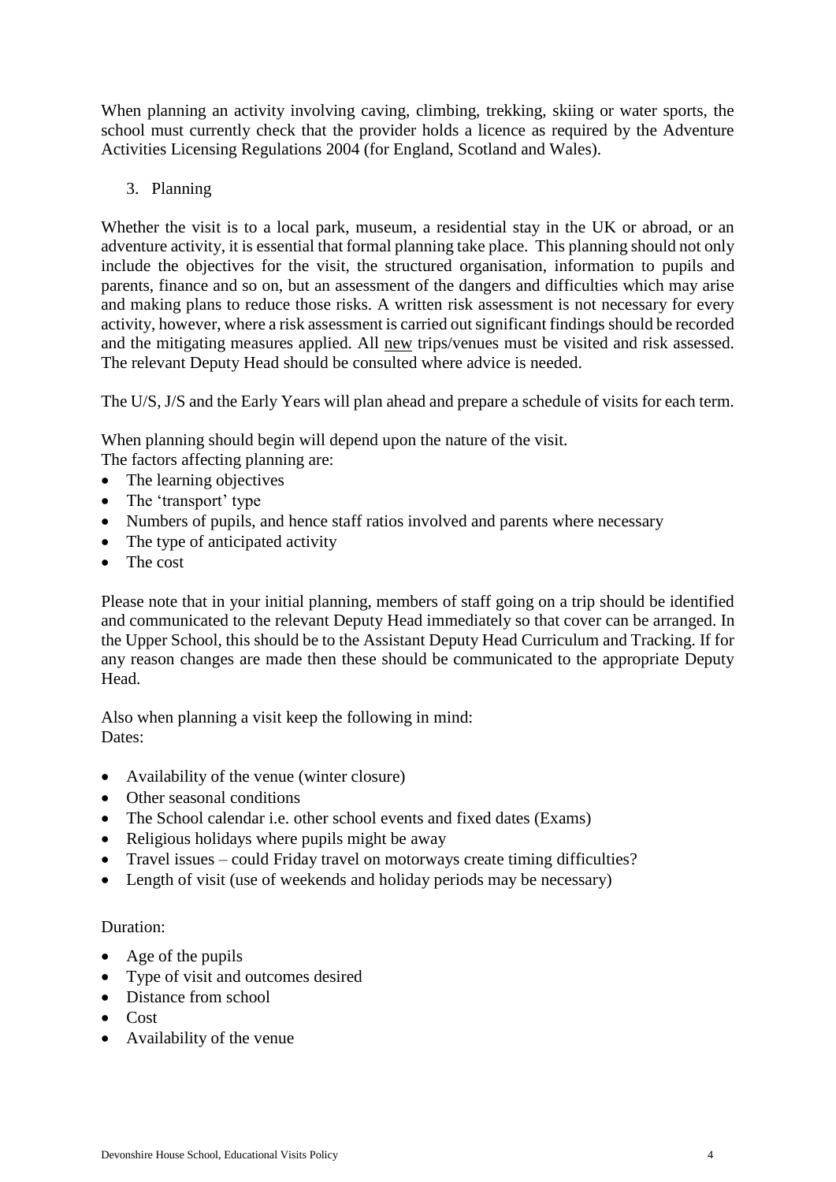When planning an activity involving caving, climbing, trekking, skiing or water sports, the school must currently check that the provider holds a licence as required by the Adventure Activities Licensing Regulations 2004 (for England, Scotland and Wales).

3. Planning

Whether the visit is to a local park, museum, a residential stay in the UK or abroad, or an adventure activity, it is essential that formal planning take place. This planning should not only include the objectives for the visit, the structured organisation, information to pupils and parents, finance and so on, but an assessment of the dangers and difficulties which may arise and making plans to reduce those risks. A written risk assessment is not necessary for every activity, however, where a risk assessment is carried out significant findings should be recorded and the mitigating measures applied. All new trips/venues must be visited and risk assessed. The relevant Deputy Head should be consulted where advice is needed.

The U/S, J/S and the Early Years will plan ahead and prepare a schedule of visits for each term.

When planning should begin will depend upon the nature of the visit.
The factors affecting planning are:

- The learning objectives
- The 'transport' type
- Numbers of pupils, and hence staff ratios involved and parents where necessary
- The type of anticipated activity
- The cost

Please note that in your initial planning, members of staff going on a trip should be identified and communicated to the relevant Deputy Head immediately so that cover can be arranged. In the Upper School, this should be to the Assistant Deputy Head Curriculum and Tracking. If for any reason changes are made then these should be communicated to the appropriate Deputy Head.

Also when planning a visit keep the following in mind:
Dates:

- Availability of the venue (winter closure)
- Other seasonal conditions
- The School calendar i.e. other school events and fixed dates (Exams)
- Religious holidays where pupils might be away
- Travel issues – could Friday travel on motorways create timing difficulties?
- Length of visit (use of weekends and holiday periods may be necessary)

Duration:

- Age of the pupils
- Type of visit and outcomes desired
- Distance from school
- Cost
- Availability of the venue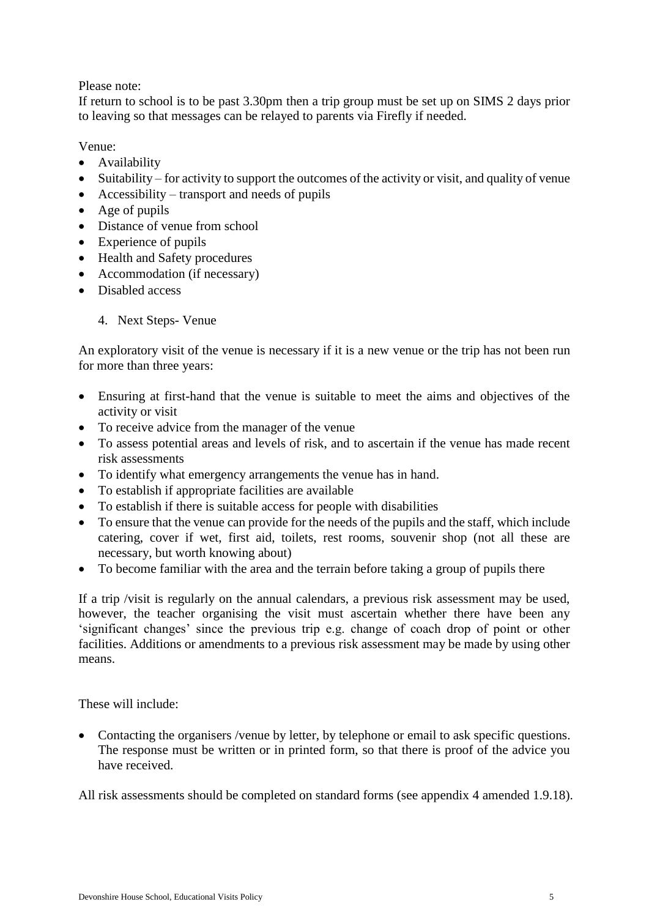Please note:
If return to school is to be past 3.30pm then a trip group must be set up on SIMS 2 days prior to leaving so that messages can be relayed to parents via Firefly if needed.

Venue:

- Availability
- Suitability – for activity to support the outcomes of the activity or visit, and quality of venue
- Accessibility – transport and needs of pupils
- Age of pupils
- Distance of venue from school
- Experience of pupils
- Health and Safety procedures
- Accommodation (if necessary)
- Disabled access

4. Next Steps- Venue

An exploratory visit of the venue is necessary if it is a new venue or the trip has not been run for more than three years:

- Ensuring at first-hand that the venue is suitable to meet the aims and objectives of the activity or visit
- To receive advice from the manager of the venue
- To assess potential areas and levels of risk, and to ascertain if the venue has made recent risk assessments
- To identify what emergency arrangements the venue has in hand.
- To establish if appropriate facilities are available
- To establish if there is suitable access for people with disabilities
- To ensure that the venue can provide for the needs of the pupils and the staff, which include catering, cover if wet, first aid, toilets, rest rooms, souvenir shop (not all these are necessary, but worth knowing about)
- To become familiar with the area and the terrain before taking a group of pupils there

If a trip /visit is regularly on the annual calendars, a previous risk assessment may be used, however, the teacher organising the visit must ascertain whether there have been any 'significant changes' since the previous trip e.g. change of coach drop of point or other facilities. Additions or amendments to a previous risk assessment may be made by using other means.

These will include:

- Contacting the organisers /venue by letter, by telephone or email to ask specific questions. The response must be written or in printed form, so that there is proof of the advice you have received.

All risk assessments should be completed on standard forms (see appendix 4 amended 1.9.18).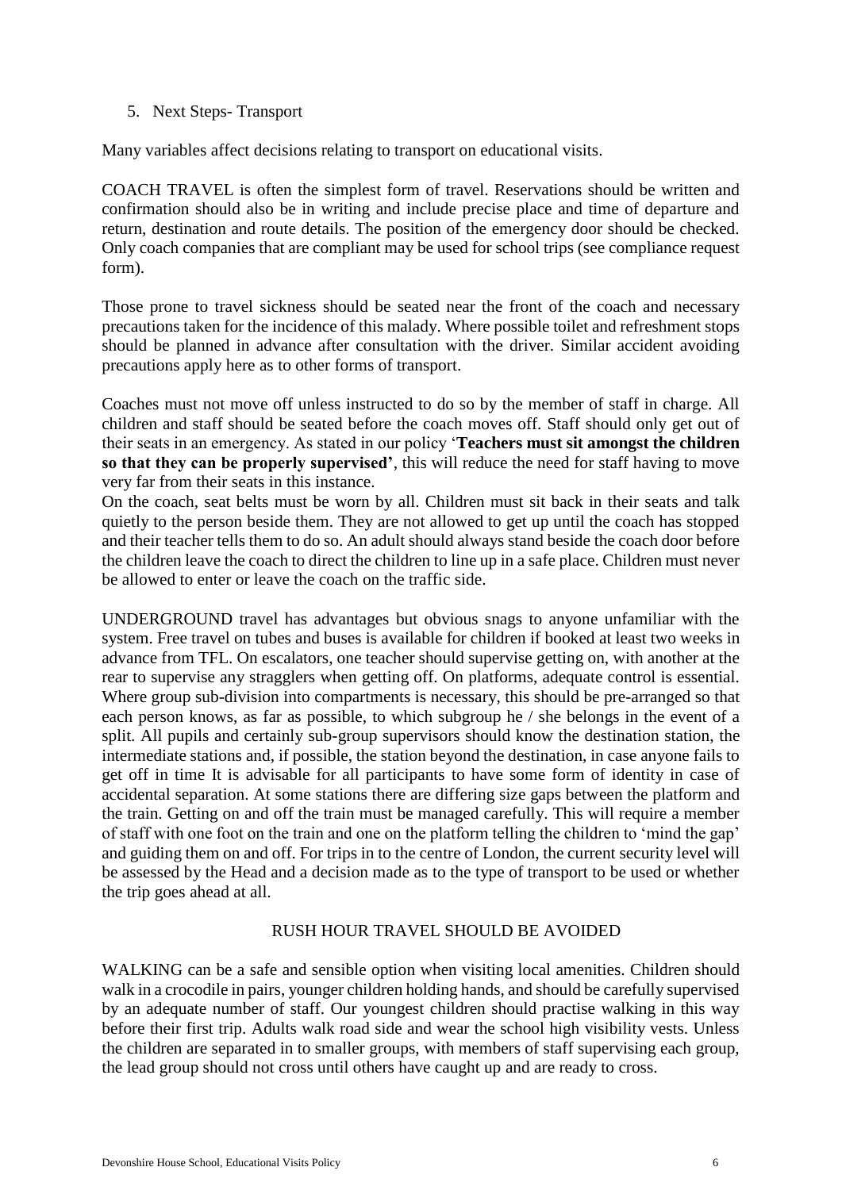5. Next Steps- Transport

Many variables affect decisions relating to transport on educational visits.

COACH TRAVEL is often the simplest form of travel. Reservations should be written and confirmation should also be in writing and include precise place and time of departure and return, destination and route details. The position of the emergency door should be checked. Only coach companies that are compliant may be used for school trips (see compliance request form).

Those prone to travel sickness should be seated near the front of the coach and necessary precautions taken for the incidence of this malady. Where possible toilet and refreshment stops should be planned in advance after consultation with the driver. Similar accident avoiding precautions apply here as to other forms of transport.

Coaches must not move off unless instructed to do so by the member of staff in charge. All children and staff should be seated before the coach moves off. Staff should only get out of their seats in an emergency. As stated in our policy '**Teachers must sit amongst the children so that they can be properly supervised'**, this will reduce the need for staff having to move very far from their seats in this instance.

On the coach, seat belts must be worn by all. Children must sit back in their seats and talk quietly to the person beside them. They are not allowed to get up until the coach has stopped and their teacher tells them to do so. An adult should always stand beside the coach door before the children leave the coach to direct the children to line up in a safe place. Children must never be allowed to enter or leave the coach on the traffic side.

UNDERGROUND travel has advantages but obvious snags to anyone unfamiliar with the system. Free travel on tubes and buses is available for children if booked at least two weeks in advance from TFL. On escalators, one teacher should supervise getting on, with another at the rear to supervise any stragglers when getting off. On platforms, adequate control is essential. Where group sub-division into compartments is necessary, this should be pre-arranged so that each person knows, as far as possible, to which subgroup he / she belongs in the event of a split. All pupils and certainly sub-group supervisors should know the destination station, the intermediate stations and, if possible, the station beyond the destination, in case anyone fails to get off in time It is advisable for all participants to have some form of identity in case of accidental separation. At some stations there are differing size gaps between the platform and the train. Getting on and off the train must be managed carefully. This will require a member of staff with one foot on the train and one on the platform telling the children to 'mind the gap' and guiding them on and off. For trips in to the centre of London, the current security level will be assessed by the Head and a decision made as to the type of transport to be used or whether the trip goes ahead at all.

RUSH HOUR TRAVEL SHOULD BE AVOIDED

WALKING can be a safe and sensible option when visiting local amenities. Children should walk in a crocodile in pairs, younger children holding hands, and should be carefully supervised by an adequate number of staff. Our youngest children should practise walking in this way before their first trip. Adults walk road side and wear the school high visibility vests. Unless the children are separated in to smaller groups, with members of staff supervising each group, the lead group should not cross until others have caught up and are ready to cross.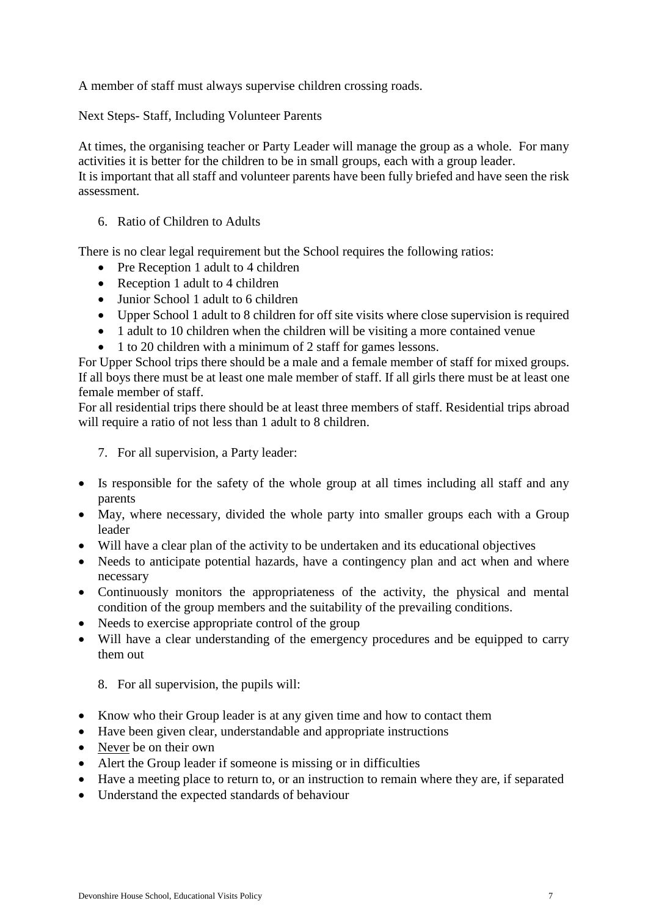A member of staff must always supervise children crossing roads.

Next Steps- Staff, Including Volunteer Parents

At times, the organising teacher or Party Leader will manage the group as a whole. For many activities it is better for the children to be in small groups, each with a group leader.
It is important that all staff and volunteer parents have been fully briefed and have seen the risk assessment.

6. Ratio of Children to Adults

There is no clear legal requirement but the School requires the following ratios:

- Pre Reception 1 adult to 4 children
- Reception 1 adult to 4 children
- Junior School 1 adult to 6 children
- Upper School 1 adult to 8 children for off site visits where close supervision is required
- 1 adult to 10 children when the children will be visiting a more contained venue
- 1 to 20 children with a minimum of 2 staff for games lessons.

For Upper School trips there should be a male and a female member of staff for mixed groups. If all boys there must be at least one male member of staff. If all girls there must be at least one female member of staff.
For all residential trips there should be at least three members of staff. Residential trips abroad will require a ratio of not less than 1 adult to 8 children.

7. For all supervision, a Party leader:

- Is responsible for the safety of the whole group at all times including all staff and any parents
- May, where necessary, divided the whole party into smaller groups each with a Group leader
- Will have a clear plan of the activity to be undertaken and its educational objectives
- Needs to anticipate potential hazards, have a contingency plan and act when and where necessary
- Continuously monitors the appropriateness of the activity, the physical and mental condition of the group members and the suitability of the prevailing conditions.
- Needs to exercise appropriate control of the group
- Will have a clear understanding of the emergency procedures and be equipped to carry them out

8. For all supervision, the pupils will:

- Know who their Group leader is at any given time and how to contact them
- Have been given clear, understandable and appropriate instructions
- <u>Never</u> be on their own
- Alert the Group leader if someone is missing or in difficulties
- Have a meeting place to return to, or an instruction to remain where they are, if separated
- Understand the expected standards of behaviour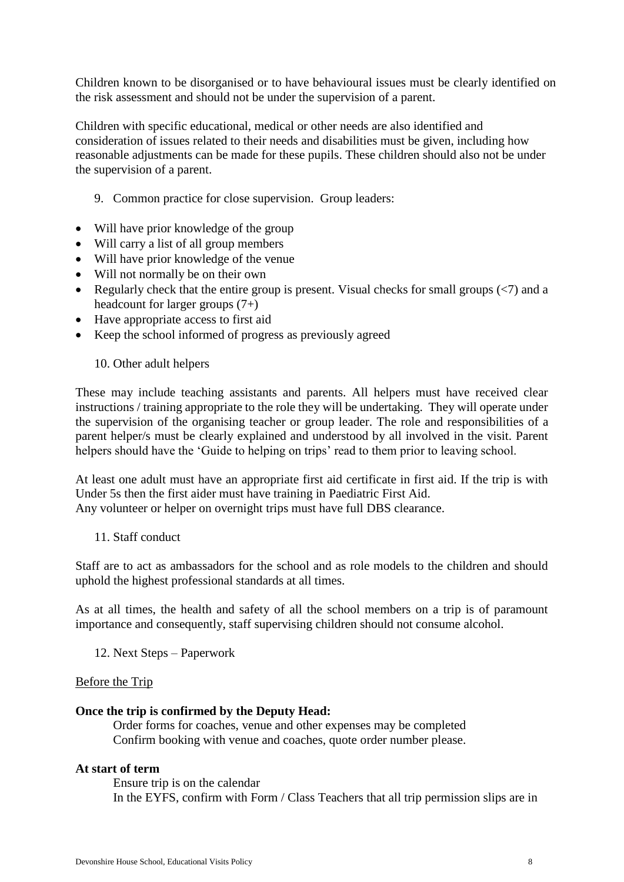Children known to be disorganised or to have behavioural issues must be clearly identified on the risk assessment and should not be under the supervision of a parent.

Children with specific educational, medical or other needs are also identified and consideration of issues related to their needs and disabilities must be given, including how reasonable adjustments can be made for these pupils. These children should also not be under the supervision of a parent.

9. Common practice for close supervision. Group leaders:

- Will have prior knowledge of the group
- Will carry a list of all group members
- Will have prior knowledge of the venue
- Will not normally be on their own
- Regularly check that the entire group is present. Visual checks for small groups (<7) and a headcount for larger groups (7+)
- Have appropriate access to first aid
- Keep the school informed of progress as previously agreed

10. Other adult helpers

These may include teaching assistants and parents. All helpers must have received clear instructions / training appropriate to the role they will be undertaking. They will operate under the supervision of the organising teacher or group leader. The role and responsibilities of a parent helper/s must be clearly explained and understood by all involved in the visit. Parent helpers should have the 'Guide to helping on trips' read to them prior to leaving school.

At least one adult must have an appropriate first aid certificate in first aid. If the trip is with Under 5s then the first aider must have training in Paediatric First Aid.
Any volunteer or helper on overnight trips must have full DBS clearance.

11. Staff conduct

Staff are to act as ambassadors for the school and as role models to the children and should uphold the highest professional standards at all times.

As at all times, the health and safety of all the school members on a trip is of paramount importance and consequently, staff supervising children should not consume alcohol.

12. Next Steps – Paperwork

Before the Trip

**Once the trip is confirmed by the Deputy Head:**

Order forms for coaches, venue and other expenses may be completed
Confirm booking with venue and coaches, quote order number please.

**At start of term**

Ensure trip is on the calendar
In the EYFS, confirm with Form / Class Teachers that all trip permission slips are in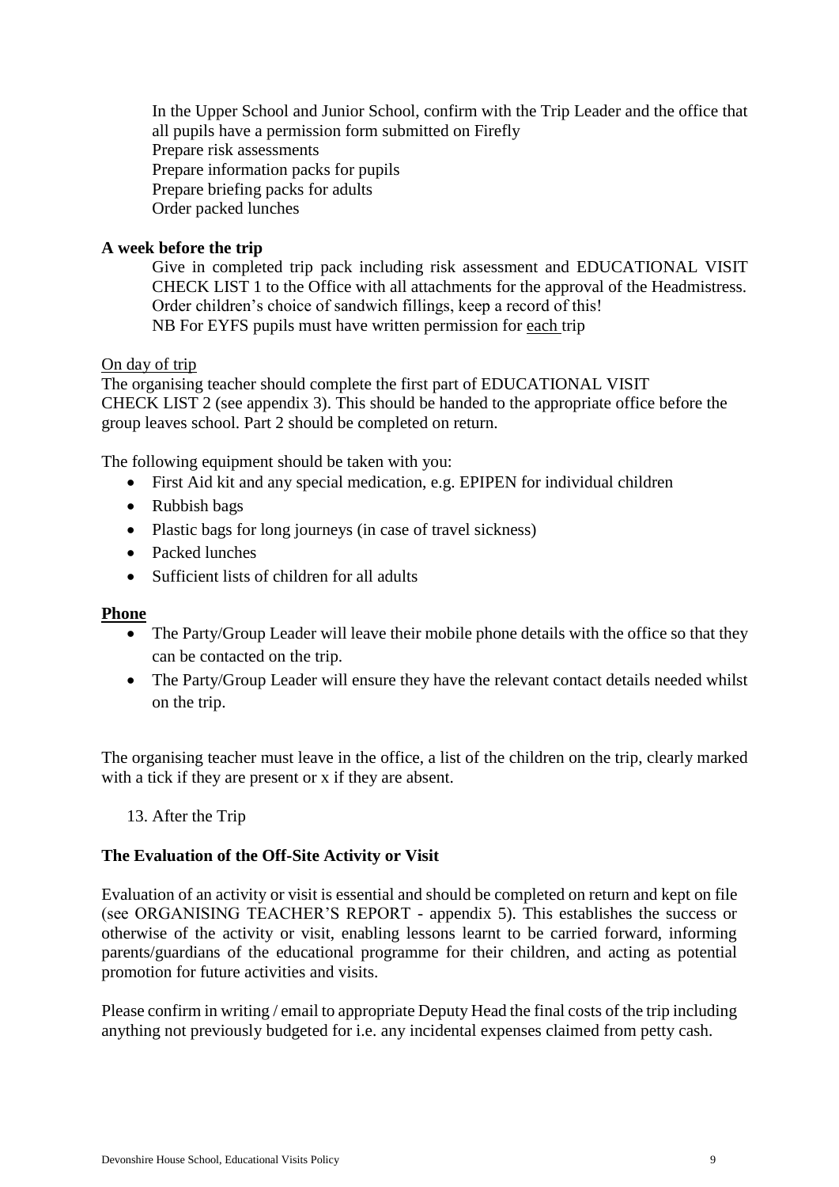In the Upper School and Junior School, confirm with the Trip Leader and the office that all pupils have a permission form submitted on Firefly
Prepare risk assessments
Prepare information packs for pupils
Prepare briefing packs for adults
Order packed lunches

**A week before the trip**

Give in completed trip pack including risk assessment and EDUCATIONAL VISIT CHECK LIST 1 to the Office with all attachments for the approval of the Headmistress.
Order children's choice of sandwich fillings, keep a record of this!
NB For EYFS pupils must have written permission for <u>each</u> trip

<u>On day of trip</u>

The organising teacher should complete the first part of EDUCATIONAL VISIT CHECK LIST 2 (see appendix 3). This should be handed to the appropriate office before the group leaves school. Part 2 should be completed on return.

The following equipment should be taken with you:

- First Aid kit and any special medication, e.g. EPIPEN for individual children
- Rubbish bags
- Plastic bags for long journeys (in case of travel sickness)
- Packed lunches
- Sufficient lists of children for all adults

**<u>Phone</u>**

- The Party/Group Leader will leave their mobile phone details with the office so that they can be contacted on the trip.
- The Party/Group Leader will ensure they have the relevant contact details needed whilst on the trip.

The organising teacher must leave in the office, a list of the children on the trip, clearly marked with a tick if they are present or x if they are absent.

13. After the Trip

**The Evaluation of the Off-Site Activity or Visit**

Evaluation of an activity or visit is essential and should be completed on return and kept on file (see ORGANISING TEACHER'S REPORT - appendix 5). This establishes the success or otherwise of the activity or visit, enabling lessons learnt to be carried forward, informing parents/guardians of the educational programme for their children, and acting as potential promotion for future activities and visits.

Please confirm in writing / email to appropriate Deputy Head the final costs of the trip including anything not previously budgeted for i.e. any incidental expenses claimed from petty cash.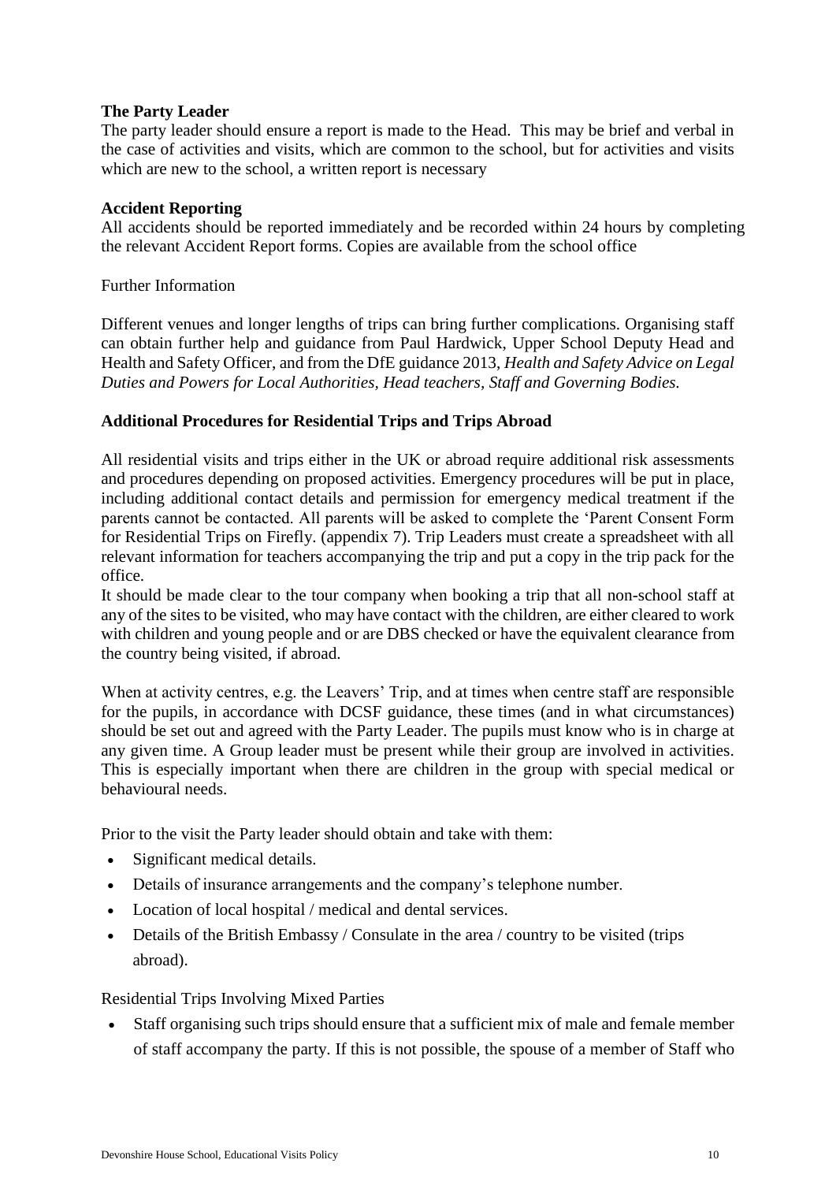**The Party Leader**

The party leader should ensure a report is made to the Head. This may be brief and verbal in the case of activities and visits, which are common to the school, but for activities and visits which are new to the school, a written report is necessary

**Accident Reporting**

All accidents should be reported immediately and be recorded within 24 hours by completing the relevant Accident Report forms. Copies are available from the school office

Further Information

Different venues and longer lengths of trips can bring further complications. Organising staff can obtain further help and guidance from Paul Hardwick, Upper School Deputy Head and Health and Safety Officer, and from the DfE guidance 2013, *Health and Safety Advice on Legal Duties and Powers for Local Authorities, Head teachers, Staff and Governing Bodies.*

**Additional Procedures for Residential Trips and Trips Abroad**

All residential visits and trips either in the UK or abroad require additional risk assessments and procedures depending on proposed activities. Emergency procedures will be put in place, including additional contact details and permission for emergency medical treatment if the parents cannot be contacted. All parents will be asked to complete the 'Parent Consent Form for Residential Trips on Firefly. (appendix 7). Trip Leaders must create a spreadsheet with all relevant information for teachers accompanying the trip and put a copy in the trip pack for the office.

It should be made clear to the tour company when booking a trip that all non-school staff at any of the sites to be visited, who may have contact with the children, are either cleared to work with children and young people and or are DBS checked or have the equivalent clearance from the country being visited, if abroad.

When at activity centres, e.g. the Leavers' Trip, and at times when centre staff are responsible for the pupils, in accordance with DCSF guidance, these times (and in what circumstances) should be set out and agreed with the Party Leader. The pupils must know who is in charge at any given time. A Group leader must be present while their group are involved in activities. This is especially important when there are children in the group with special medical or behavioural needs.

Prior to the visit the Party leader should obtain and take with them:

- Significant medical details.
- Details of insurance arrangements and the company's telephone number.
- Location of local hospital / medical and dental services.
- Details of the British Embassy / Consulate in the area / country to be visited (trips abroad).

Residential Trips Involving Mixed Parties

- Staff organising such trips should ensure that a sufficient mix of male and female member of staff accompany the party. If this is not possible, the spouse of a member of Staff who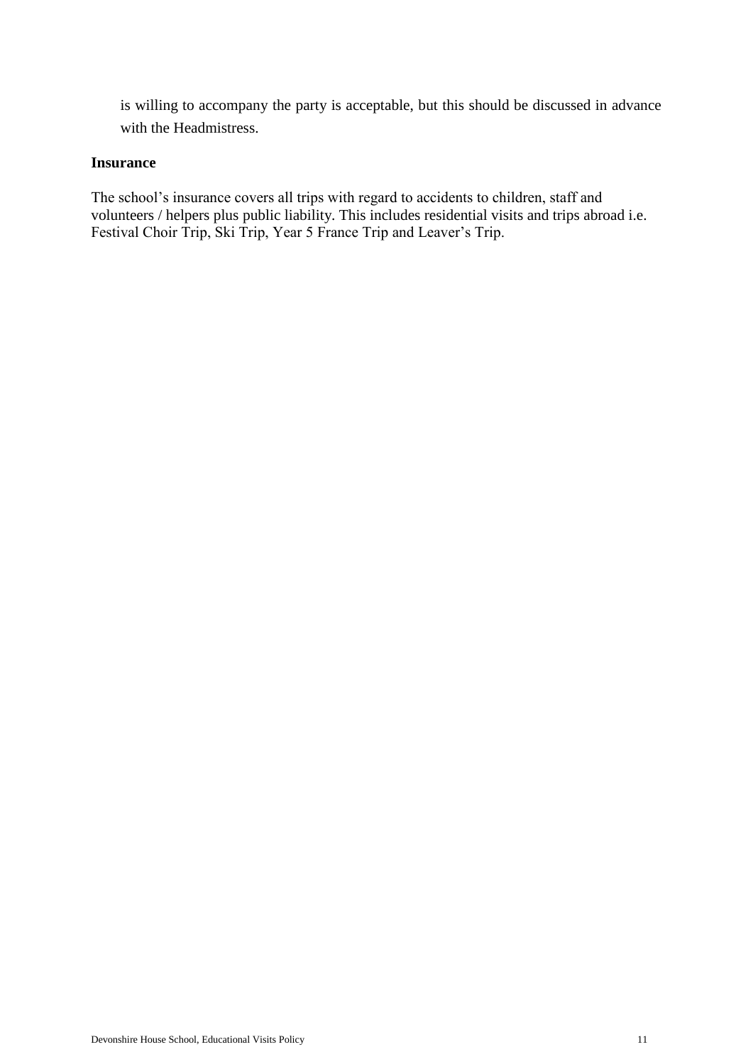is willing to accompany the party is acceptable, but this should be discussed in advance with the Headmistress.

**Insurance**

The school's insurance covers all trips with regard to accidents to children, staff and volunteers / helpers plus public liability. This includes residential visits and trips abroad i.e. Festival Choir Trip, Ski Trip, Year 5 France Trip and Leaver's Trip.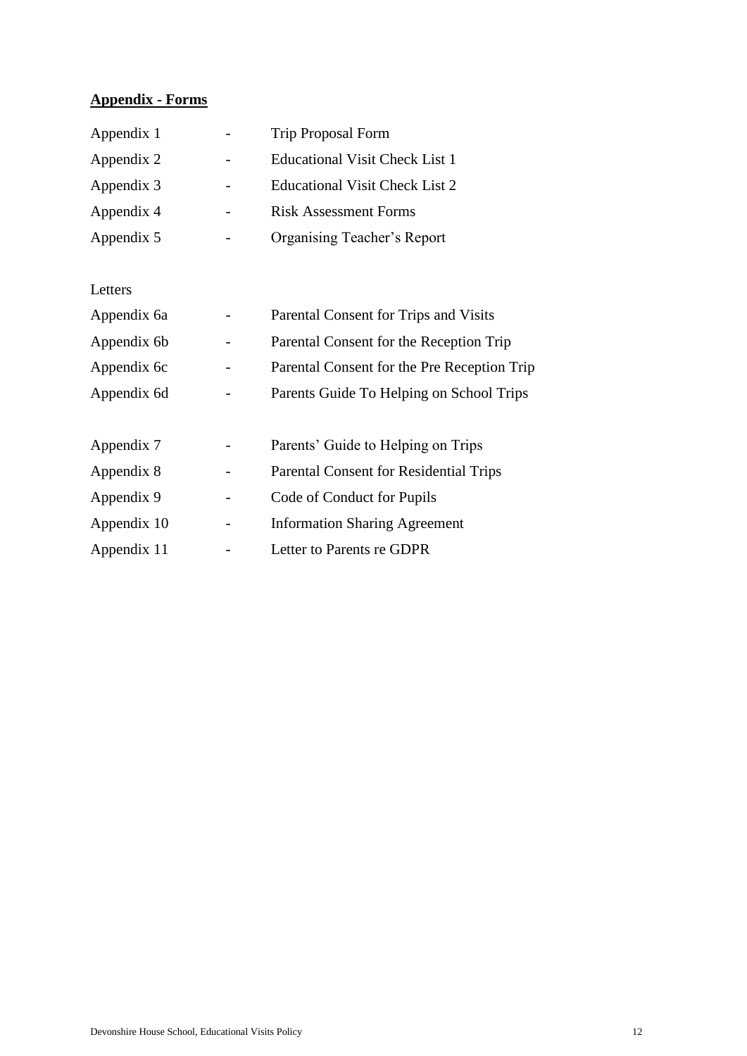**Appendix - Forms**

| | | |
|---|---|---|
| Appendix 1 | - | Trip Proposal Form |
| Appendix 2 | - | Educational Visit Check List 1 |
| Appendix 3 | - | Educational Visit Check List 2 |
| Appendix 4 | - | Risk Assessment Forms |
| Appendix 5 | - | Organising Teacher's Report |

Letters

| | | |
|---|---|---|
| Appendix 6a | - | Parental Consent for Trips and Visits |
| Appendix 6b | - | Parental Consent for the Reception Trip |
| Appendix 6c | - | Parental Consent for the Pre Reception Trip |
| Appendix 6d | - | Parents Guide To Helping on School Trips |

| | | |
|---|---|---|
| Appendix 7 | - | Parents' Guide to Helping on Trips |
| Appendix 8 | - | Parental Consent for Residential Trips |
| Appendix 9 | - | Code of Conduct for Pupils |
| Appendix 10 | - | Information Sharing Agreement |
| Appendix 11 | - | Letter to Parents re GDPR |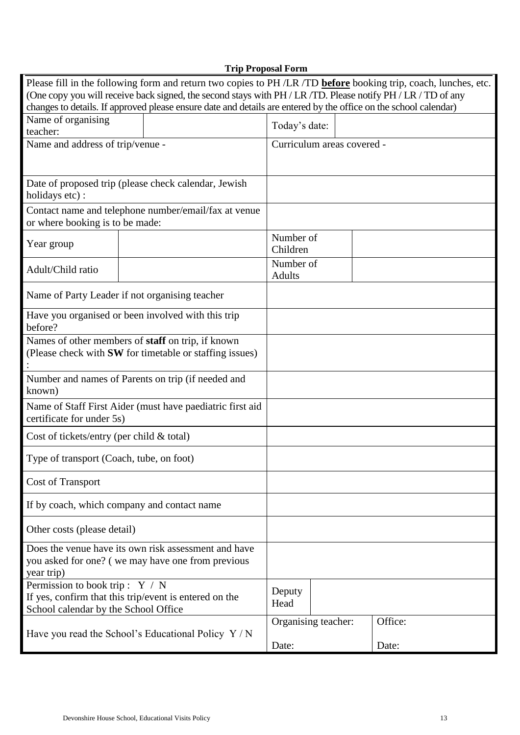**Trip Proposal Form**

Please fill in the following form and return two copies to PH /LR /TD **before** booking trip, coach, lunches, etc. (One copy you will receive back signed, the second stays with PH / LR /TD. Please notify PH / LR / TD of any changes to details. If approved please ensure date and details are entered by the office on the school calendar)

| | | | | |
|---|---|---|---|---|
| Name of organising teacher: | | Today's date: | | |
| Name and address of trip/venue - | | Curriculum areas covered - | | |
| Date of proposed trip (please check calendar, Jewish holidays etc) : | | | | |
| Contact name and telephone number/email/fax at venue or where booking is to be made: | | | | |
| Year group | | Number of Children | | |
| Adult/Child ratio | | Number of Adults | | |
| Name of Party Leader if not organising teacher | | | | |
| Have you organised or been involved with this trip before? | | | | |
| Names of other members of **staff** on trip, if known (Please check with **SW** for timetable or staffing issues) : | | | | |
| Number and names of Parents on trip (if needed and known) | | | | |
| Name of Staff First Aider (must have paediatric first aid certificate for under 5s) | | | | |
| Cost of tickets/entry (per child & total) | | | | |
| Type of transport (Coach, tube, on foot) | | | | |
| Cost of Transport | | | | |
| If by coach, which company and contact name | | | | |
| Other costs (please detail) | | | | |
| Does the venue have its own risk assessment and have you asked for one? ( we may have one from previous year trip) | | | | |
| Permission to book trip : Y / N<br>If yes, confirm that this trip/event is entered on the School calendar by the School Office | | Deputy Head | | |
| Have you read the School's Educational Policy Y / N | | Organising teacher:<br><br>Date: | | Office:<br><br>Date: |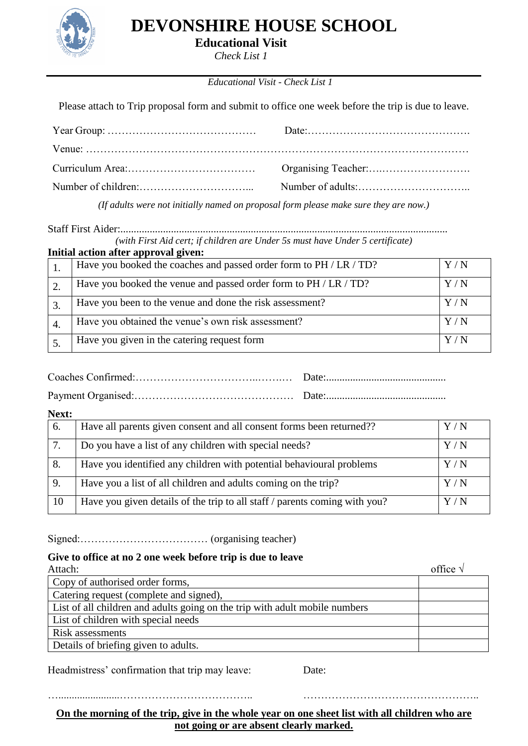# DEVONSHIRE HOUSE SCHOOL

**Educational Visit**

*Check List 1*

*Educational Visit - Check List 1*

Please attach to Trip proposal form and submit to office one week before the trip is due to leave.

Year Group: …………………………………… Date:……………………………………….

Venue: ………………………………………………………………………………………………

Curriculum Area:……………………………… Organising Teacher:….…………………….

Number of children:…………………………... Number of adults:…………………………..

*(If adults were not initially named on proposal form please make sure they are now.)*

Staff First Aider:........................................................................................................................

*(with First Aid cert; if children are Under 5s must have Under 5 certificate)*

**Initial action after approval given:**

| | | |
|---|---|---|
| 1. | Have you booked the coaches and passed order form to PH / LR / TD? | Y / N |
| 2. | Have you booked the venue and passed order form to PH / LR / TD? | Y / N |
| 3. | Have you been to the venue and done the risk assessment? | Y / N |
| 4. | Have you obtained the venue's own risk assessment? | Y / N |
| 5. | Have you given in the catering request form | Y / N |

Coaches Confirmed:…………………………..……… Date:............................................

Payment Organised:……………………………………… Date:............................................

**Next:**

| | | |
|---|---|---|
| 6. | Have all parents given consent and all consent forms been returned?? | Y / N |
| 7. | Do you have a list of any children with special needs? | Y / N |
| 8. | Have you identified any children with potential behavioural problems | Y / N |
| 9. | Have you a list of all children and adults coming on the trip? | Y / N |
| 10 | Have you given details of the trip to all staff / parents coming with you? | Y / N |

Signed:……………………………… (organising teacher)

**Give to office at no 2 one week before trip is due to leave**

| Attach: | office √ |
|---|---|
| Copy of authorised order forms, | |
| Catering request (complete and signed), | |
| List of all children and adults going on the trip with adult mobile numbers | |
| List of children with special needs | |
| Risk assessments | |
| Details of briefing given to adults. | |

Headmistress' confirmation that trip may leave: Date:

…......................……………………………….. …………………………………………..

**On the morning of the trip, give in the whole year on one sheet list with all children who are not going or are absent clearly marked.**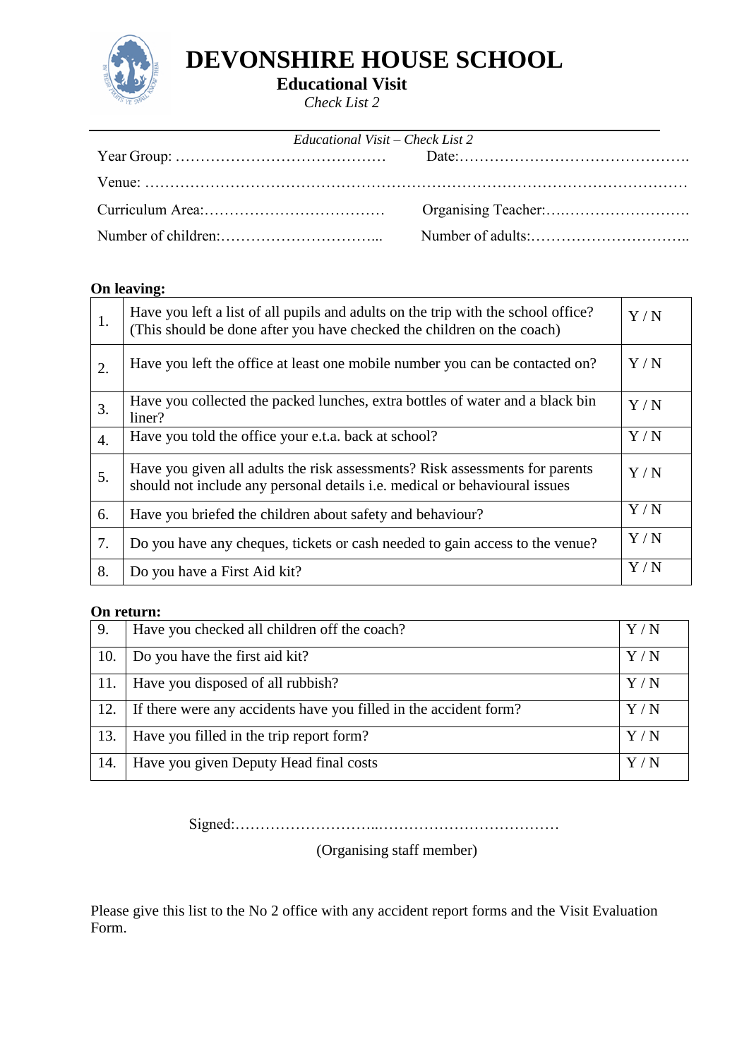# DEVONSHIRE HOUSE SCHOOL

## Educational Visit

*Check List 2*

*Educational Visit – Check List 2*

Year Group: …………………………………… Date:……………………………………….

Venue: ………………………………………………………………………………………………

Curriculum Area:……………………………… Organising Teacher:….…………………….

Number of children:…………………………... Number of adults:…………………………..

**On leaving:**

| | | |
|---|---|---|
| 1. | Have you left a list of all pupils and adults on the trip with the school office? (This should be done after you have checked the children on the coach) | Y / N |
| 2. | Have you left the office at least one mobile number you can be contacted on? | Y / N |
| 3. | Have you collected the packed lunches, extra bottles of water and a black bin liner? | Y / N |
| 4. | Have you told the office your e.t.a. back at school? | Y / N |
| 5. | Have you given all adults the risk assessments? Risk assessments for parents should not include any personal details i.e. medical or behavioural issues | Y / N |
| 6. | Have you briefed the children about safety and behaviour? | Y / N |
| 7. | Do you have any cheques, tickets or cash needed to gain access to the venue? | Y / N |
| 8. | Do you have a First Aid kit? | Y / N |

**On return:**

| | | |
|---|---|---|
| 9. | Have you checked all children off the coach? | Y / N |
| 10. | Do you have the first aid kit? | Y / N |
| 11. | Have you disposed of all rubbish? | Y / N |
| 12. | If there were any accidents have you filled in the accident form? | Y / N |
| 13. | Have you filled in the trip report form? | Y / N |
| 14. | Have you given Deputy Head final costs | Y / N |

Signed:………………………..………………………………

(Organising staff member)

Please give this list to the No 2 office with any accident report forms and the Visit Evaluation Form.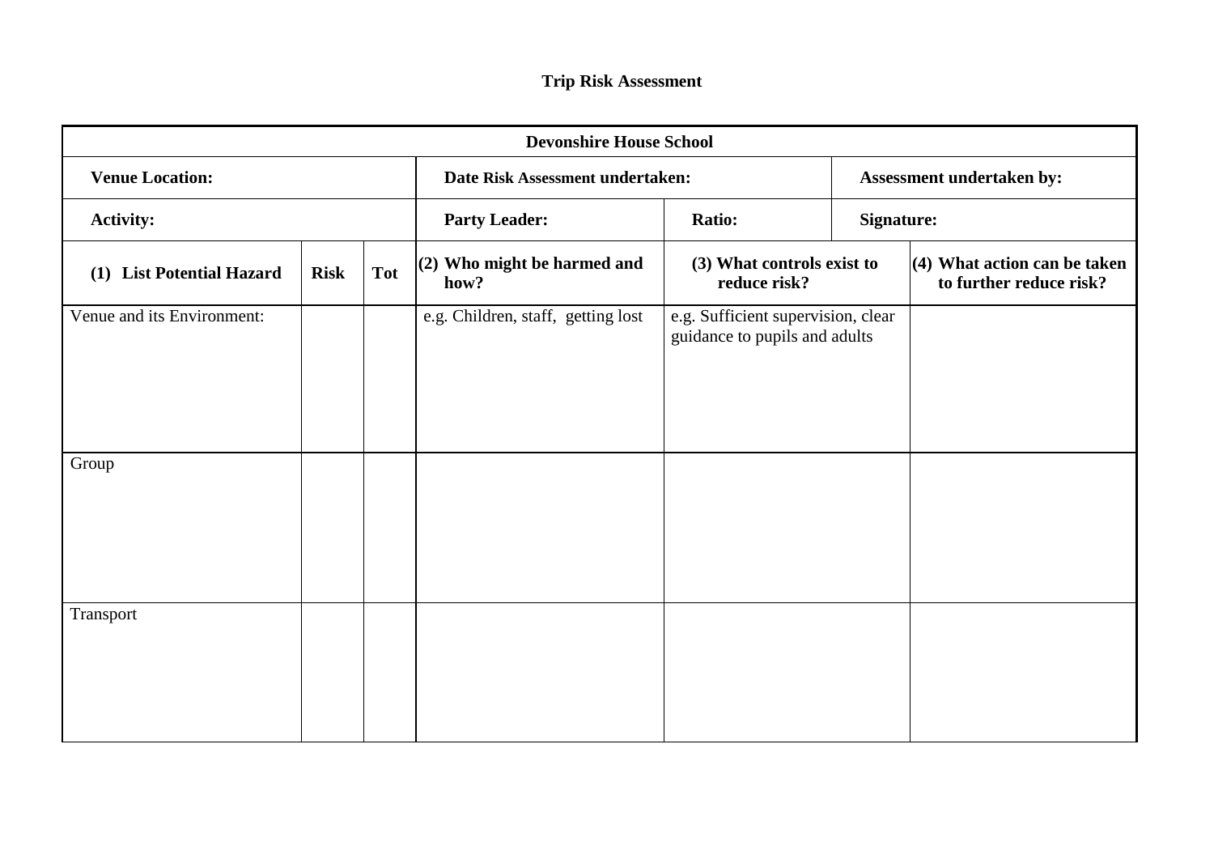# Trip Risk Assessment

| Devonshire House School | | | | | |
|---|---|---|---|---|---|
| **Venue Location:** | | | **Date Risk Assessment undertaken:** | | **Assessment undertaken by:** |
| **Activity:** | | | **Party Leader:** | **Ratio:** | **Signature:** |
| **(1) List Potential Hazard** | **Risk** | **Tot** | **(2) Who might be harmed and how?** | **(3) What controls exist to reduce risk?** | **(4) What action can be taken to further reduce risk?** |
| Venue and its Environment: | | | e.g. Children, staff, getting lost | e.g. Sufficient supervision, clear guidance to pupils and adults | |
| Group | | | | | |
| Transport | | | | | |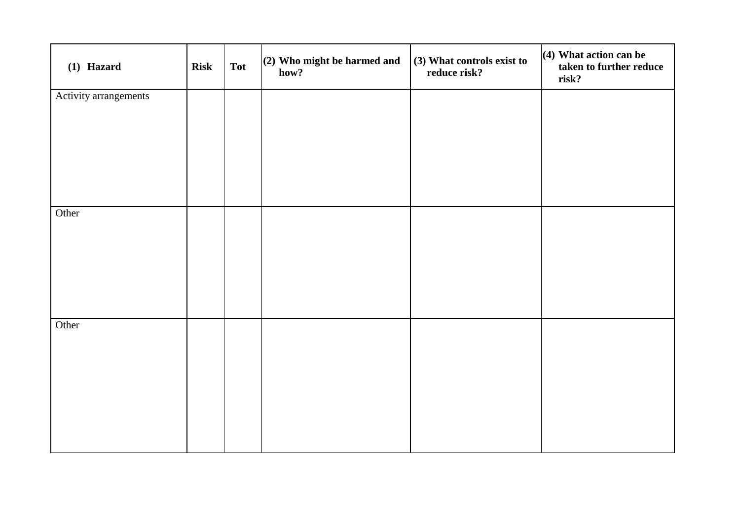| (1) Hazard | Risk | Tot | (2) Who might be harmed and how? | (3) What controls exist to reduce risk? | (4) What action can be taken to further reduce risk? |
| --- | --- | --- | --- | --- | --- |
| Activity arrangements | | | | | |
| Other | | | | | |
| Other | | | | | |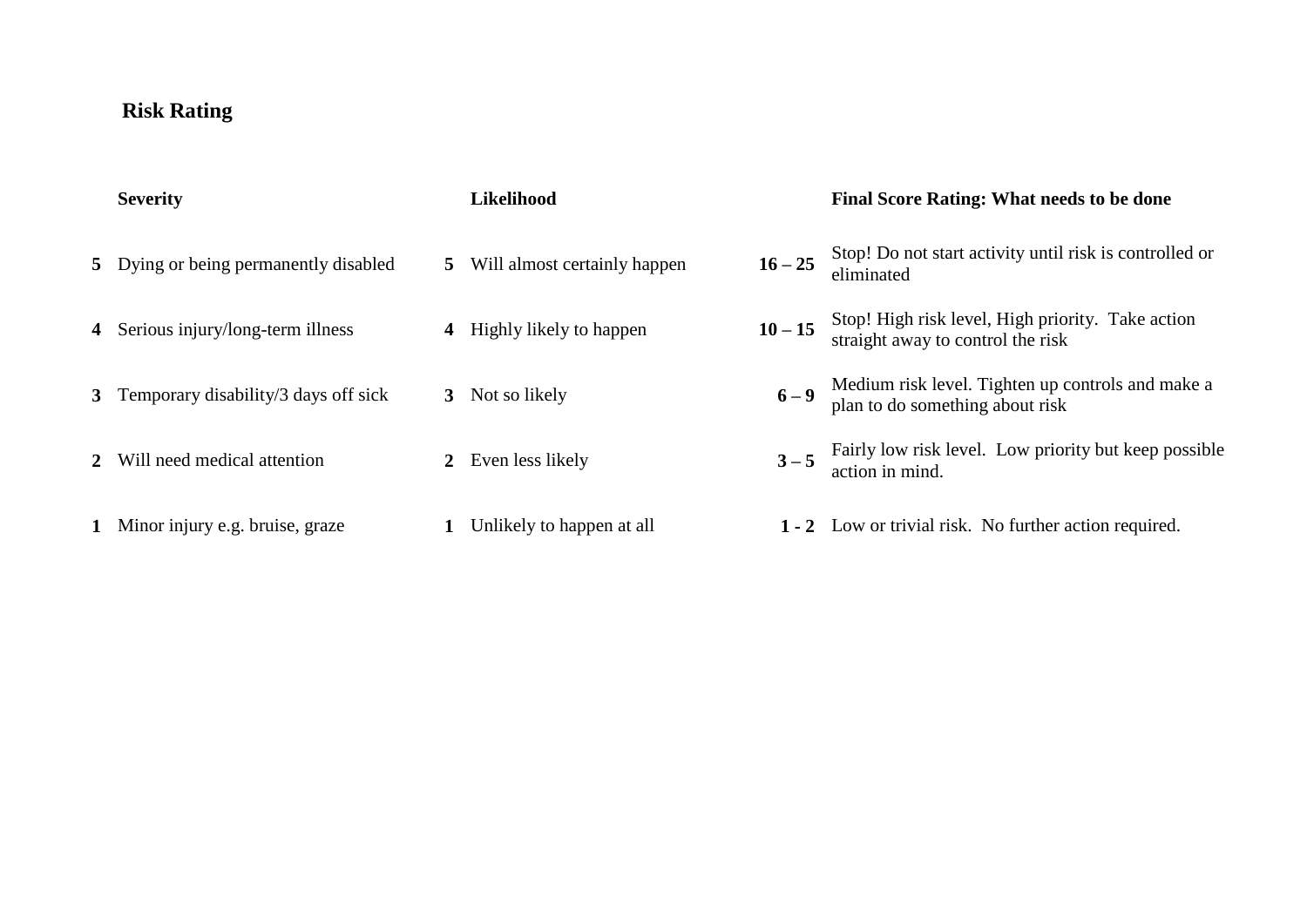## Risk Rating

| | Severity | | Likelihood | | Final Score Rating: What needs to be done |
|---|---|---|---|---|---|
| **5** | Dying or being permanently disabled | **5** | Will almost certainly happen | **16 – 25** | Stop! Do not start activity until risk is controlled or eliminated |
| **4** | Serious injury/long-term illness | **4** | Highly likely to happen | **10 – 15** | Stop! High risk level, High priority. Take action straight away to control the risk |
| **3** | Temporary disability/3 days off sick | **3** | Not so likely | **6 – 9** | Medium risk level. Tighten up controls and make a plan to do something about risk |
| **2** | Will need medical attention | **2** | Even less likely | **3 – 5** | Fairly low risk level. Low priority but keep possible action in mind. |
| **1** | Minor injury e.g. bruise, graze | **1** | Unlikely to happen at all | **1 - 2** | Low or trivial risk. No further action required. |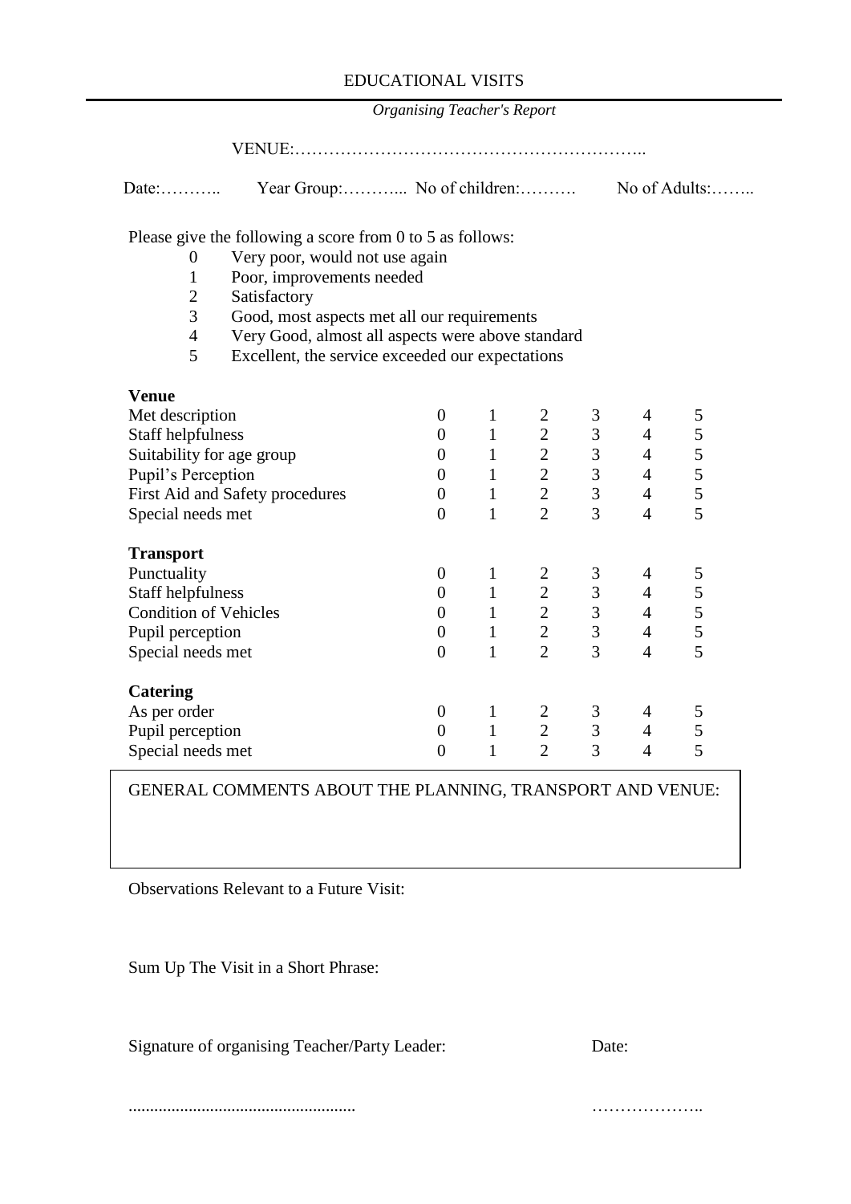EDUCATIONAL VISITS

*Organising Teacher's Report*

VENUE:……………………………………………………..

Date:……….. Year Group:………... No of children:………. No of Adults:……..

Please give the following a score from 0 to 5 as follows:

- 0 Very poor, would not use again
- 1 Poor, improvements needed
- 2 Satisfactory
- 3 Good, most aspects met all our requirements
- 4 Very Good, almost all aspects were above standard
- 5 Excellent, the service exceeded our expectations

| | | | | | | |
|---|---|---|---|---|---|---|
| **Venue** | | | | | | |
| Met description | 0 | 1 | 2 | 3 | 4 | 5 |
| Staff helpfulness | 0 | 1 | 2 | 3 | 4 | 5 |
| Suitability for age group | 0 | 1 | 2 | 3 | 4 | 5 |
| Pupil's Perception | 0 | 1 | 2 | 3 | 4 | 5 |
| First Aid and Safety procedures | 0 | 1 | 2 | 3 | 4 | 5 |
| Special needs met | 0 | 1 | 2 | 3 | 4 | 5 |
| **Transport** | | | | | | |
| Punctuality | 0 | 1 | 2 | 3 | 4 | 5 |
| Staff helpfulness | 0 | 1 | 2 | 3 | 4 | 5 |
| Condition of Vehicles | 0 | 1 | 2 | 3 | 4 | 5 |
| Pupil perception | 0 | 1 | 2 | 3 | 4 | 5 |
| Special needs met | 0 | 1 | 2 | 3 | 4 | 5 |
| **Catering** | | | | | | |
| As per order | 0 | 1 | 2 | 3 | 4 | 5 |
| Pupil perception | 0 | 1 | 2 | 3 | 4 | 5 |
| Special needs met | 0 | 1 | 2 | 3 | 4 | 5 |

GENERAL COMMENTS ABOUT THE PLANNING, TRANSPORT AND VENUE:

Observations Relevant to a Future Visit:

Sum Up The Visit in a Short Phrase:

Signature of organising Teacher/Party Leader: Date:

..................................................... ………………..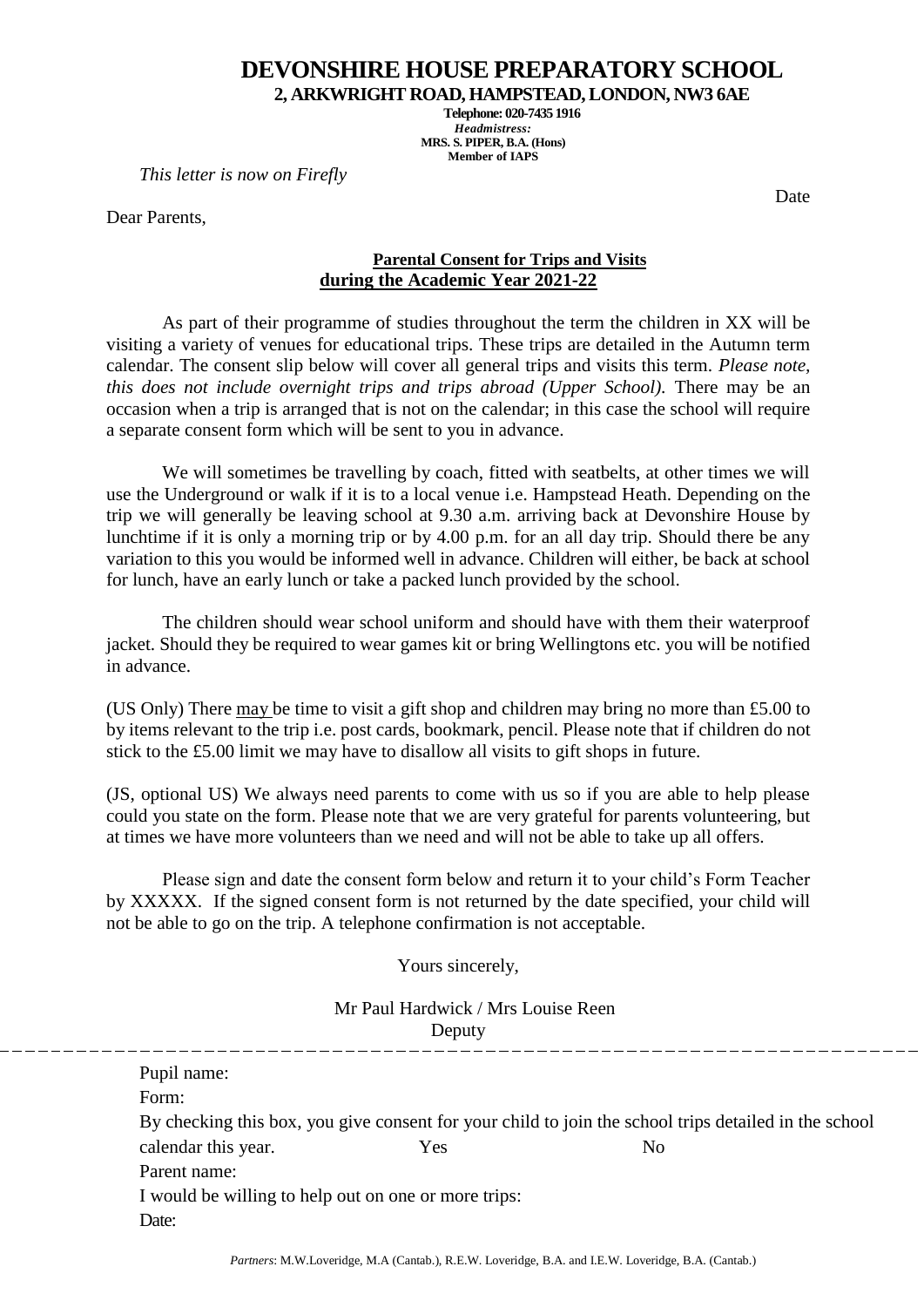# DEVONSHIRE HOUSE PREPARATORY SCHOOL

**2, ARKWRIGHT ROAD, HAMPSTEAD, LONDON, NW3 6AE**

**Telephone: 020-7435 1916**

***Headmistress:***

**MRS. S. PIPER, B.A. (Hons)**

**Member of IAPS**

*This letter is now on Firefly*

Date

Dear Parents,

**<u>Parental Consent for Trips and Visits</u>**
**<u>during the Academic Year 2021-22</u>**

As part of their programme of studies throughout the term the children in XX will be visiting a variety of venues for educational trips. These trips are detailed in the Autumn term calendar. The consent slip below will cover all general trips and visits this term. *Please note, this does not include overnight trips and trips abroad (Upper School).* There may be an occasion when a trip is arranged that is not on the calendar; in this case the school will require a separate consent form which will be sent to you in advance.

We will sometimes be travelling by coach, fitted with seatbelts, at other times we will use the Underground or walk if it is to a local venue i.e. Hampstead Heath. Depending on the trip we will generally be leaving school at 9.30 a.m. arriving back at Devonshire House by lunchtime if it is only a morning trip or by 4.00 p.m. for an all day trip. Should there be any variation to this you would be informed well in advance. Children will either, be back at school for lunch, have an early lunch or take a packed lunch provided by the school.

The children should wear school uniform and should have with them their waterproof jacket. Should they be required to wear games kit or bring Wellingtons etc. you will be notified in advance.

(US Only) There <u>may</u> be time to visit a gift shop and children may bring no more than £5.00 to by items relevant to the trip i.e. post cards, bookmark, pencil. Please note that if children do not stick to the £5.00 limit we may have to disallow all visits to gift shops in future.

(JS, optional US) We always need parents to come with us so if you are able to help please could you state on the form. Please note that we are very grateful for parents volunteering, but at times we have more volunteers than we need and will not be able to take up all offers.

Please sign and date the consent form below and return it to your child's Form Teacher by XXXXX. If the signed consent form is not returned by the date specified, your child will not be able to go on the trip. A telephone confirmation is not acceptable.

Yours sincerely,

Mr Paul Hardwick / Mrs Louise Reen
Deputy

---

Pupil name:

Form:

By checking this box, you give consent for your child to join the school trips detailed in the school calendar this year. Yes No

Parent name:

I would be willing to help out on one or more trips:

Date:

*Partners*: M.W.Loveridge, M.A (Cantab.), R.E.W. Loveridge, B.A. and I.E.W. Loveridge, B.A. (Cantab.)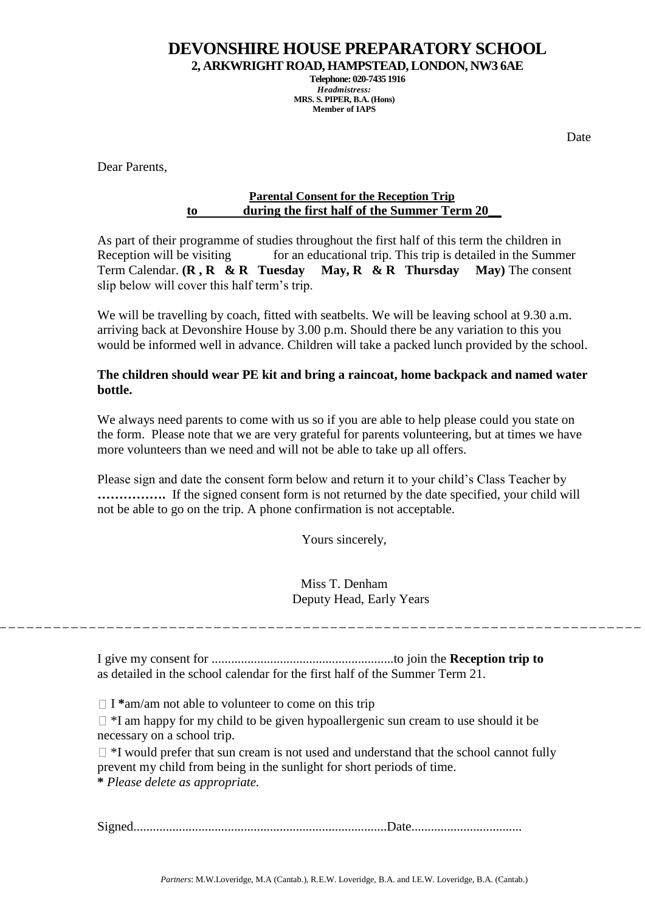# DEVONSHIRE HOUSE PREPARATORY SCHOOL

**2, ARKWRIGHT ROAD, HAMPSTEAD, LONDON, NW3 6AE**

**Telephone: 020-7435 1916**

***Headmistress:***

**MRS. S. PIPER, B.A. (Hons)**

**Member of IAPS**

Date

Dear Parents,

**Parental Consent for the Reception Trip**
**to during the first half of the Summer Term 20__**

As part of their programme of studies throughout the first half of this term the children in Reception will be visiting for an educational trip. This trip is detailed in the Summer Term Calendar. **(R , R & R Tuesday May, R & R Thursday May)** The consent slip below will cover this half term's trip.

We will be travelling by coach, fitted with seatbelts. We will be leaving school at 9.30 a.m. arriving back at Devonshire House by 3.00 p.m. Should there be any variation to this you would be informed well in advance. Children will take a packed lunch provided by the school.

**The children should wear PE kit and bring a raincoat, home backpack and named water bottle.**

We always need parents to come with us so if you are able to help please could you state on the form. Please note that we are very grateful for parents volunteering, but at times we have more volunteers than we need and will not be able to take up all offers.

Please sign and date the consent form below and return it to your child's Class Teacher by **…………….** If the signed consent form is not returned by the date specified, your child will not be able to go on the trip. A phone confirmation is not acceptable.

Yours sincerely,

Miss T. Denham
Deputy Head, Early Years

---

I give my consent for ........................................................to join the **Reception trip to** as detailed in the school calendar for the first half of the Summer Term 21.

- I **\***am/am not able to volunteer to come on this trip
- \*I am happy for my child to be given hypoallergenic sun cream to use should it be necessary on a school trip.
- \*I would prefer that sun cream is not used and understand that the school cannot fully prevent my child from being in the sunlight for short periods of time.

**\*** *Please delete as appropriate.*

Signed............................................................................Date.................................

*Partners*: M.W.Loveridge, M.A (Cantab.), R.E.W. Loveridge, B.A. and I.E.W. Loveridge, B.A. (Cantab.)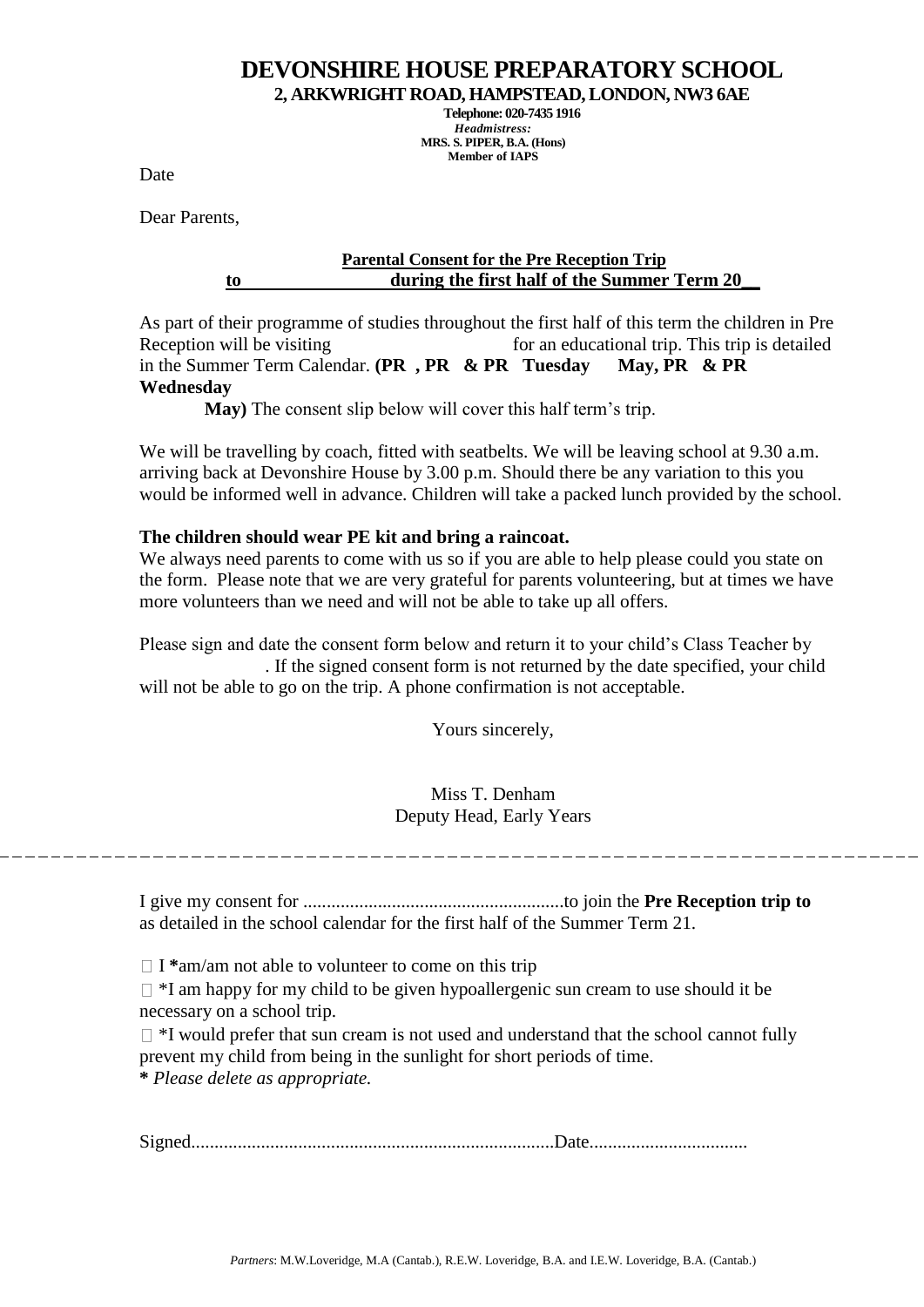# DEVONSHIRE HOUSE PREPARATORY SCHOOL

**2, ARKWRIGHT ROAD, HAMPSTEAD, LONDON, NW3 6AE**

**Telephone: 020-7435 1916**

***Headmistress:***

**MRS. S. PIPER, B.A. (Hons)**

**Member of IAPS**

Date

Dear Parents,

**Parental Consent for the Pre Reception Trip**
**to during the first half of the Summer Term 20__**

As part of their programme of studies throughout the first half of this term the children in Pre Reception will be visiting for an educational trip. This trip is detailed in the Summer Term Calendar. **(PR , PR & PR Tuesday May, PR & PR Wednesday May)** The consent slip below will cover this half term's trip.

We will be travelling by coach, fitted with seatbelts. We will be leaving school at 9.30 a.m. arriving back at Devonshire House by 3.00 p.m. Should there be any variation to this you would be informed well in advance. Children will take a packed lunch provided by the school.

**The children should wear PE kit and bring a raincoat.**
We always need parents to come with us so if you are able to help please could you state on the form. Please note that we are very grateful for parents volunteering, but at times we have more volunteers than we need and will not be able to take up all offers.

Please sign and date the consent form below and return it to your child's Class Teacher by . If the signed consent form is not returned by the date specified, your child will not be able to go on the trip. A phone confirmation is not acceptable.

Yours sincerely,

Miss T. Denham
Deputy Head, Early Years

---

I give my consent for ........................................................to join the **Pre Reception trip to** as detailed in the school calendar for the first half of the Summer Term 21.

- I ***am/am not able to volunteer to come on this trip
- *I am happy for my child to be given hypoallergenic sun cream to use should it be necessary on a school trip.
- *I would prefer that sun cream is not used and understand that the school cannot fully prevent my child from being in the sunlight for short periods of time.

**\*** *Please delete as appropriate.*

Signed.............................................................................Date..................................

*Partners*: M.W.Loveridge, M.A (Cantab.), R.E.W. Loveridge, B.A. and I.E.W. Loveridge, B.A. (Cantab.)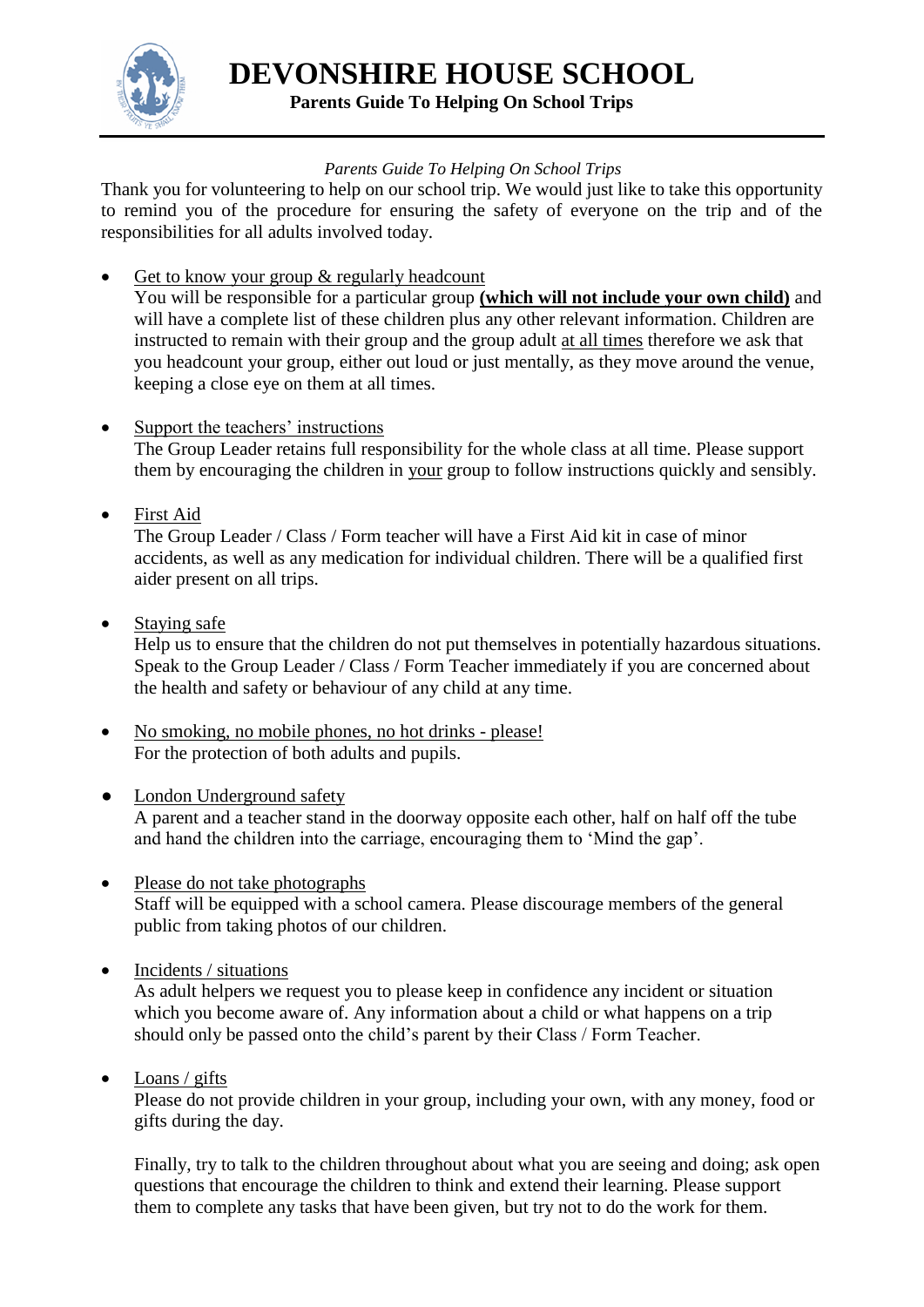# DEVONSHIRE HOUSE SCHOOL

**Parents Guide To Helping On School Trips**

*Parents Guide To Helping On School Trips*

Thank you for volunteering to help on our school trip. We would just like to take this opportunity to remind you of the procedure for ensuring the safety of everyone on the trip and of the responsibilities for all adults involved today.

- Get to know your group & regularly headcount
  You will be responsible for a particular group **(which will not include your own child)** and will have a complete list of these children plus any other relevant information. Children are instructed to remain with their group and the group adult at all times therefore we ask that you headcount your group, either out loud or just mentally, as they move around the venue, keeping a close eye on them at all times.

- Support the teachers' instructions
  The Group Leader retains full responsibility for the whole class at all time. Please support them by encouraging the children in your group to follow instructions quickly and sensibly.

- First Aid
  The Group Leader / Class / Form teacher will have a First Aid kit in case of minor accidents, as well as any medication for individual children. There will be a qualified first aider present on all trips.

- Staying safe
  Help us to ensure that the children do not put themselves in potentially hazardous situations. Speak to the Group Leader / Class / Form Teacher immediately if you are concerned about the health and safety or behaviour of any child at any time.

- No smoking, no mobile phones, no hot drinks - please!
  For the protection of both adults and pupils.

- London Underground safety
  A parent and a teacher stand in the doorway opposite each other, half on half off the tube and hand the children into the carriage, encouraging them to 'Mind the gap'.

- Please do not take photographs
  Staff will be equipped with a school camera. Please discourage members of the general public from taking photos of our children.

- Incidents / situations
  As adult helpers we request you to please keep in confidence any incident or situation which you become aware of. Any information about a child or what happens on a trip should only be passed onto the child's parent by their Class / Form Teacher.

- Loans / gifts
  Please do not provide children in your group, including your own, with any money, food or gifts during the day.

  Finally, try to talk to the children throughout about what you are seeing and doing; ask open questions that encourage the children to think and extend their learning. Please support them to complete any tasks that have been given, but try not to do the work for them.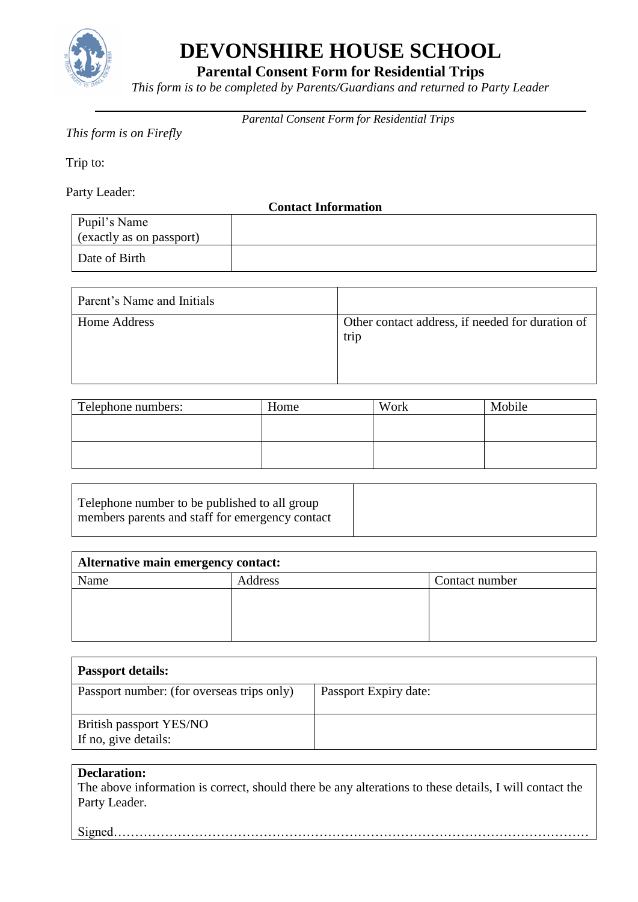# DEVONSHIRE HOUSE SCHOOL

**Parental Consent Form for Residential Trips**

*This form is to be completed by Parents/Guardians and returned to Party Leader*

*Parental Consent Form for Residential Trips*

*This form is on Firefly*

Trip to:

Party Leader:

**Contact Information**

| Pupil's Name (exactly as on passport) | |
|---|---|
| Date of Birth | |

| Parent's Name and Initials | |
|---|---|
| Home Address | Other contact address, if needed for duration of trip |

| Telephone numbers: | Home | Work | Mobile |
|---|---|---|---|
| | | | |
| | | | |

| Telephone number to be published to all group members parents and staff for emergency contact | |
|---|---|

| **Alternative main emergency contact:** | | |
|---|---|---|
| Name | Address | Contact number |
| | | |

| **Passport details:** | |
|---|---|
| Passport number: (for overseas trips only) | Passport Expiry date: |
| British passport YES/NO<br>If no, give details: | |

**Declaration:**
The above information is correct, should there be any alterations to these details, I will contact the Party Leader.

Signed………………………………………………………………………………………………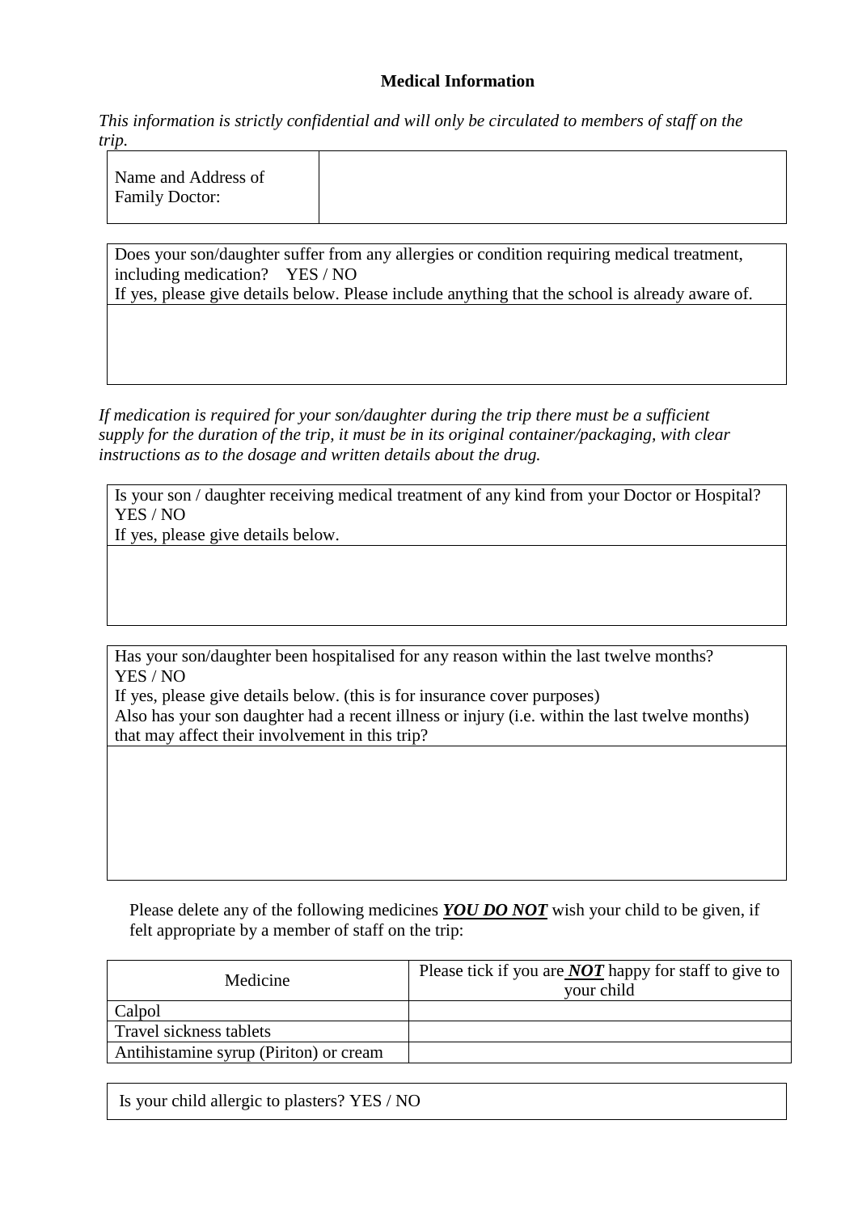## Medical Information

*This information is strictly confidential and will only be circulated to members of staff on the trip.*

| Name and Address of Family Doctor: | |
|---|---|

| Does your son/daughter suffer from any allergies or condition requiring medical treatment, including medication? YES / NO<br>If yes, please give details below. Please include anything that the school is already aware of. |
|---|
| |

*If medication is required for your son/daughter during the trip there must be a sufficient supply for the duration of the trip, it must be in its original container/packaging, with clear instructions as to the dosage and written details about the drug.*

| Is your son / daughter receiving medical treatment of any kind from your Doctor or Hospital? YES / NO<br>If yes, please give details below. |
|---|
| |

| Has your son/daughter been hospitalised for any reason within the last twelve months? YES / NO<br>If yes, please give details below. (this is for insurance cover purposes)<br>Also has your son daughter had a recent illness or injury (i.e. within the last twelve months) that may affect their involvement in this trip? |
|---|
| |

Please delete any of the following medicines ***YOU DO NOT*** wish your child to be given, if felt appropriate by a member of staff on the trip:

| Medicine | Please tick if you are ***NOT*** happy for staff to give to your child |
|---|---|
| Calpol | |
| Travel sickness tablets | |
| Antihistamine syrup (Piriton) or cream | |

| Is your child allergic to plasters? YES / NO |
|---|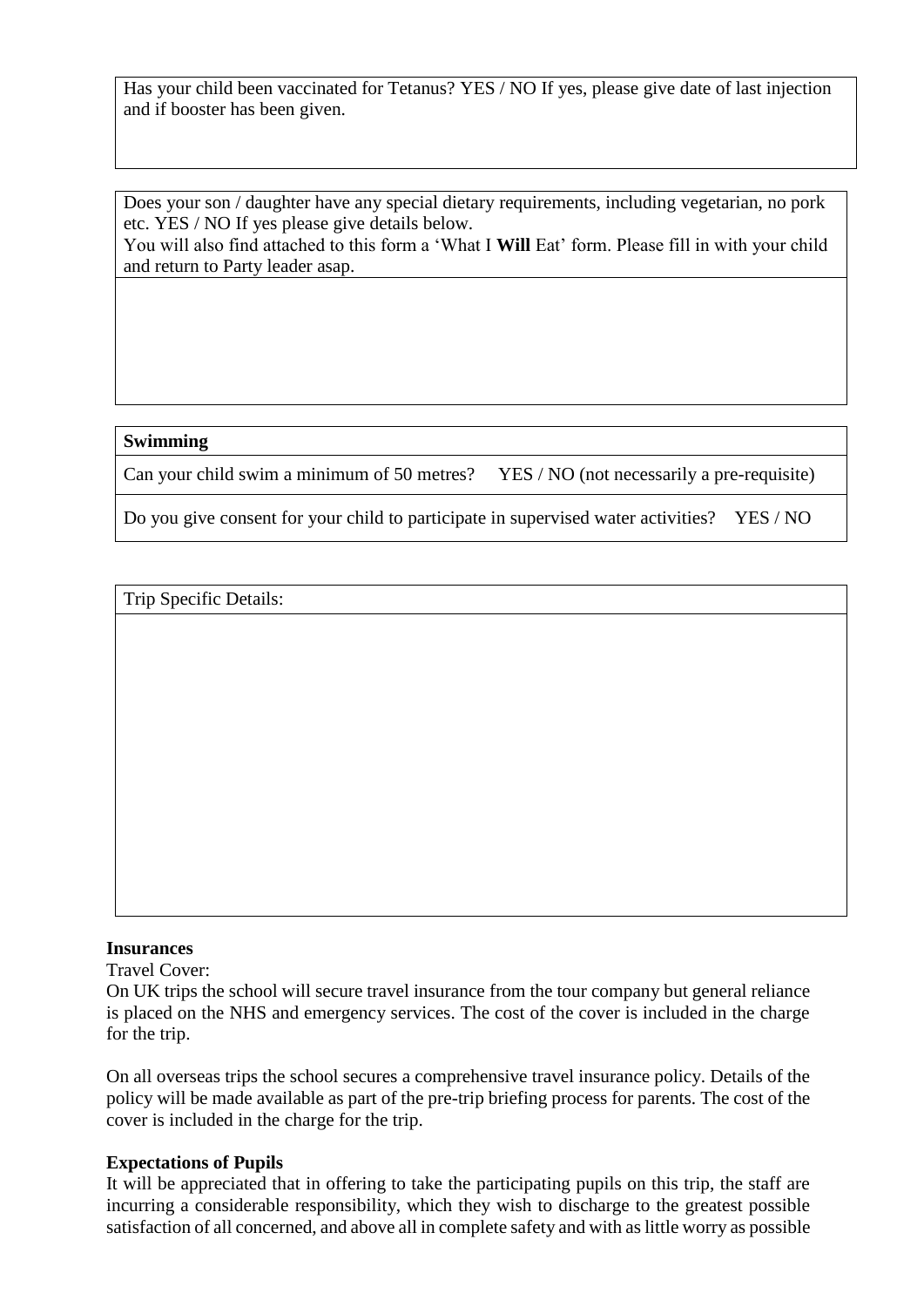| Has your child been vaccinated for Tetanus? YES / NO If yes, please give date of last injection and if booster has been given. |
| --- |
| |

| Does your son / daughter have any special dietary requirements, including vegetarian, no pork etc. YES / NO If yes please give details below.<br>You will also find attached to this form a 'What I **Will** Eat' form. Please fill in with your child and return to Party leader asap. |
| --- |
| |

| **Swimming** |
| --- |
| Can your child swim a minimum of 50 metres? YES / NO (not necessarily a pre-requisite) |
| Do you give consent for your child to participate in supervised water activities? YES / NO |

| Trip Specific Details: |
| --- |
| |

**Insurances**

Travel Cover:

On UK trips the school will secure travel insurance from the tour company but general reliance is placed on the NHS and emergency services. The cost of the cover is included in the charge for the trip.

On all overseas trips the school secures a comprehensive travel insurance policy. Details of the policy will be made available as part of the pre-trip briefing process for parents. The cost of the cover is included in the charge for the trip.

**Expectations of Pupils**

It will be appreciated that in offering to take the participating pupils on this trip, the staff are incurring a considerable responsibility, which they wish to discharge to the greatest possible satisfaction of all concerned, and above all in complete safety and with as little worry as possible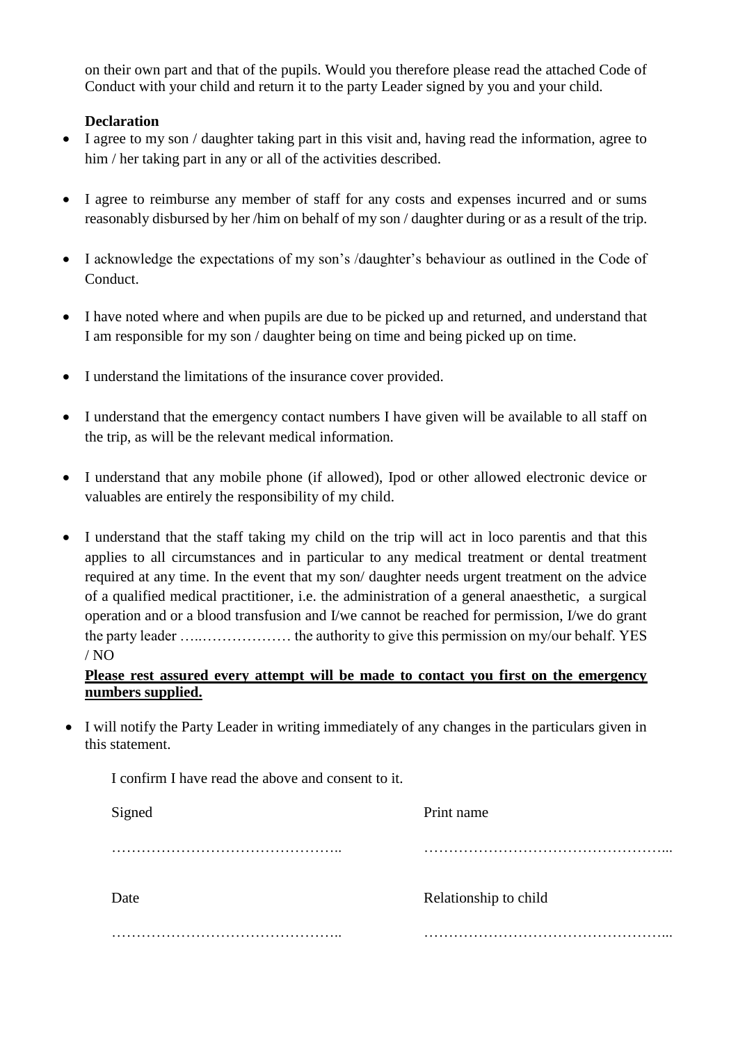on their own part and that of the pupils. Would you therefore please read the attached Code of Conduct with your child and return it to the party Leader signed by you and your child.

**Declaration**

- I agree to my son / daughter taking part in this visit and, having read the information, agree to him / her taking part in any or all of the activities described.
- I agree to reimburse any member of staff for any costs and expenses incurred and or sums reasonably disbursed by her /him on behalf of my son / daughter during or as a result of the trip.
- I acknowledge the expectations of my son's /daughter's behaviour as outlined in the Code of Conduct.
- I have noted where and when pupils are due to be picked up and returned, and understand that I am responsible for my son / daughter being on time and being picked up on time.
- I understand the limitations of the insurance cover provided.
- I understand that the emergency contact numbers I have given will be available to all staff on the trip, as will be the relevant medical information.
- I understand that any mobile phone (if allowed), Ipod or other allowed electronic device or valuables are entirely the responsibility of my child.
- I understand that the staff taking my child on the trip will act in loco parentis and that this applies to all circumstances and in particular to any medical treatment or dental treatment required at any time. In the event that my son/ daughter needs urgent treatment on the advice of a qualified medical practitioner, i.e. the administration of a general anaesthetic, a surgical operation and or a blood transfusion and I/we cannot be reached for permission, I/we do grant the party leader …..……………… the authority to give this permission on my/our behalf. YES / NO

  **<u>Please rest assured every attempt will be made to contact you first on the emergency numbers supplied.</u>**

- I will notify the Party Leader in writing immediately of any changes in the particulars given in this statement.

I confirm I have read the above and consent to it.

Signed ………………………………………..

Print name …………………………………………...

Date ………………………………………..

Relationship to child …………………………………………...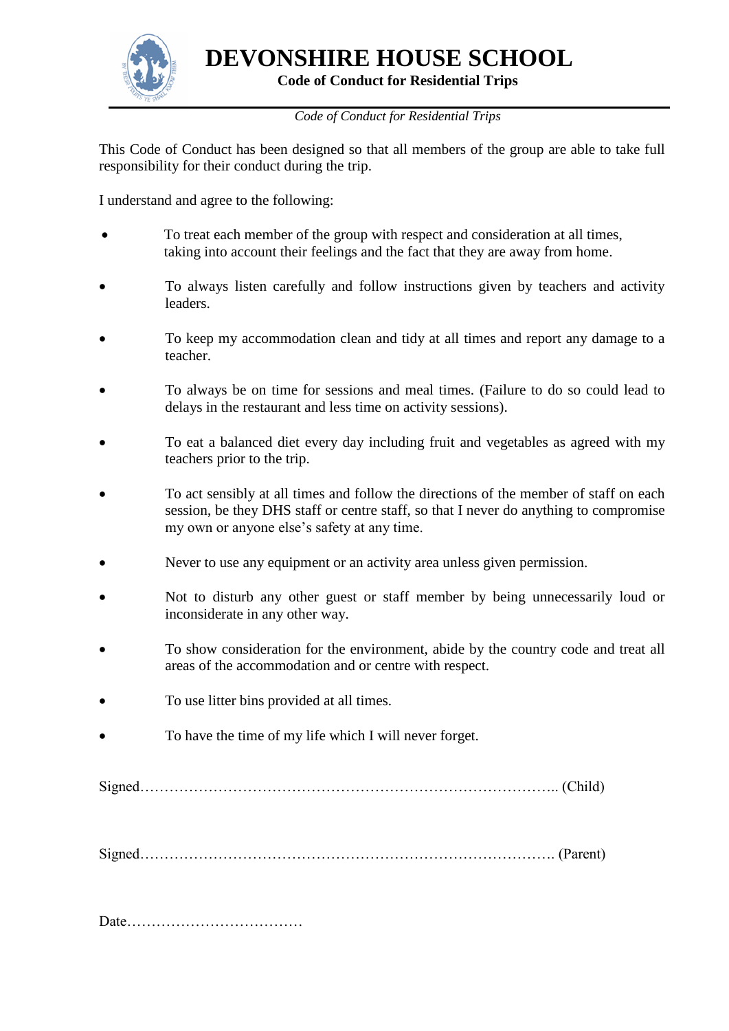# DEVONSHIRE HOUSE SCHOOL

**Code of Conduct for Residential Trips**

*Code of Conduct for Residential Trips*

This Code of Conduct has been designed so that all members of the group are able to take full responsibility for their conduct during the trip.

I understand and agree to the following:

- To treat each member of the group with respect and consideration at all times, taking into account their feelings and the fact that they are away from home.
- To always listen carefully and follow instructions given by teachers and activity leaders.
- To keep my accommodation clean and tidy at all times and report any damage to a teacher.
- To always be on time for sessions and meal times. (Failure to do so could lead to delays in the restaurant and less time on activity sessions).
- To eat a balanced diet every day including fruit and vegetables as agreed with my teachers prior to the trip.
- To act sensibly at all times and follow the directions of the member of staff on each session, be they DHS staff or centre staff, so that I never do anything to compromise my own or anyone else's safety at any time.
- Never to use any equipment or an activity area unless given permission.
- Not to disturb any other guest or staff member by being unnecessarily loud or inconsiderate in any other way.
- To show consideration for the environment, abide by the country code and treat all areas of the accommodation and or centre with respect.
- To use litter bins provided at all times.
- To have the time of my life which I will never forget.

Signed………………………………………………………………………….. (Child)

Signed…………………………………………………………………………. (Parent)

Date………………………………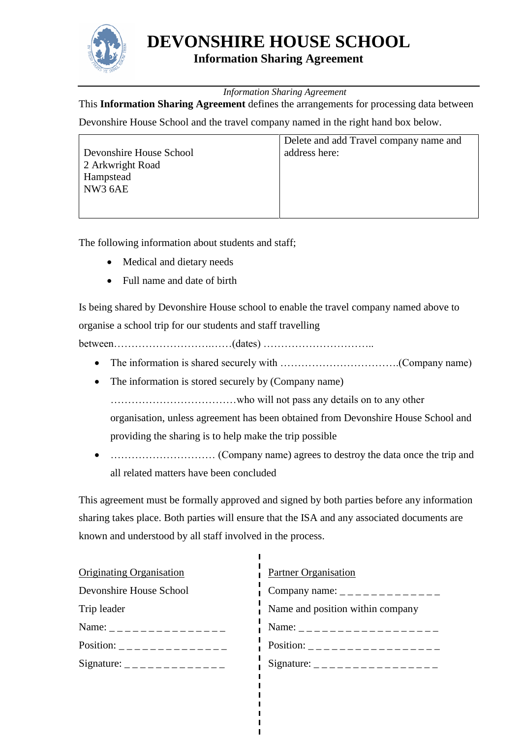# DEVONSHIRE HOUSE SCHOOL

## Information Sharing Agreement

*Information Sharing Agreement*

This **Information Sharing Agreement** defines the arrangements for processing data between Devonshire House School and the travel company named in the right hand box below.

| Devonshire House School<br>2 Arkwright Road<br>Hampstead<br>NW3 6AE | Delete and add Travel company name and address here: |
|---|---|

The following information about students and staff;

- Medical and dietary needs
- Full name and date of birth

Is being shared by Devonshire House school to enable the travel company named above to organise a school trip for our students and staff travelling between……………………….……(dates) …………………………..

- The information is shared securely with …………………………….(Company name)
- The information is stored securely by (Company name) ………………………………who will not pass any details on to any other organisation, unless agreement has been obtained from Devonshire House School and providing the sharing is to help make the trip possible
- ………………………… (Company name) agrees to destroy the data once the trip and all related matters have been concluded

This agreement must be formally approved and signed by both parties before any information sharing takes place. Both parties will ensure that the ISA and any associated documents are known and understood by all staff involved in the process.

Originating Organisation

Devonshire House School

Trip leader

Name: _ _ _ _ _ _ _ _ _ _ _ _ _ _ _

Position: _ _ _ _ _ _ _ _ _ _ _ _ _ _

Signature: _ _ _ _ _ _ _ _ _ _ _ _ _

Partner Organisation

Company name: _ _ _ _ _ _ _ _ _ _ _ _ _

Name and position within company

Name: _ _ _ _ _ _ _ _ _ _ _ _ _ _ _ _ _ _

Position: _ _ _ _ _ _ _ _ _ _ _ _ _ _ _ _ _

Signature: _ _ _ _ _ _ _ _ _ _ _ _ _ _ _ _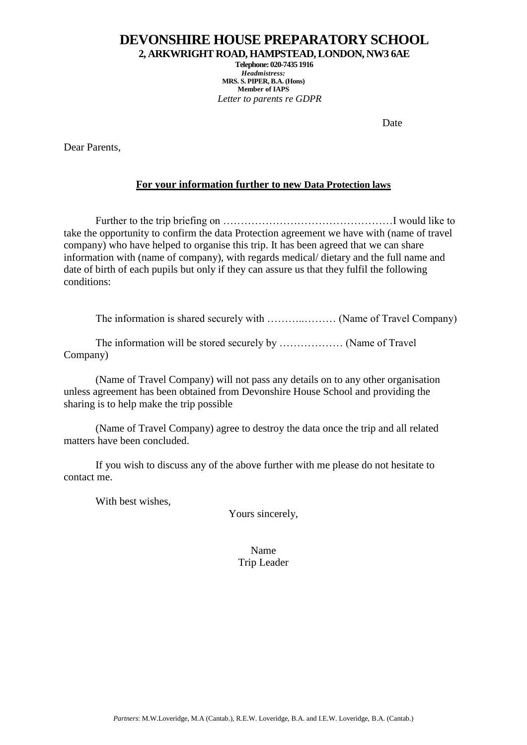# DEVONSHIRE HOUSE PREPARATORY SCHOOL

**2, ARKWRIGHT ROAD, HAMPSTEAD, LONDON, NW3 6AE**

**Telephone: 020-7435 1916**

***Headmistress:***

**MRS. S. PIPER, B.A. (Hons)**

**Member of IAPS**

*Letter to parents re GDPR*

Date

Dear Parents,

**For your information further to new Data Protection laws**

Further to the trip briefing on …………………………………………I would like to take the opportunity to confirm the data Protection agreement we have with (name of travel company) who have helped to organise this trip. It has been agreed that we can share information with (name of company), with regards medical/ dietary and the full name and date of birth of each pupils but only if they can assure us that they fulfil the following conditions:

The information is shared securely with ………..……… (Name of Travel Company)

The information will be stored securely by ……………… (Name of Travel Company)

(Name of Travel Company) will not pass any details on to any other organisation unless agreement has been obtained from Devonshire House School and providing the sharing is to help make the trip possible

(Name of Travel Company) agree to destroy the data once the trip and all related matters have been concluded.

If you wish to discuss any of the above further with me please do not hesitate to contact me.

With best wishes,

Yours sincerely,

Name
Trip Leader

*Partners*: M.W.Loveridge, M.A (Cantab.), R.E.W. Loveridge, B.A. and I.E.W. Loveridge, B.A. (Cantab.)